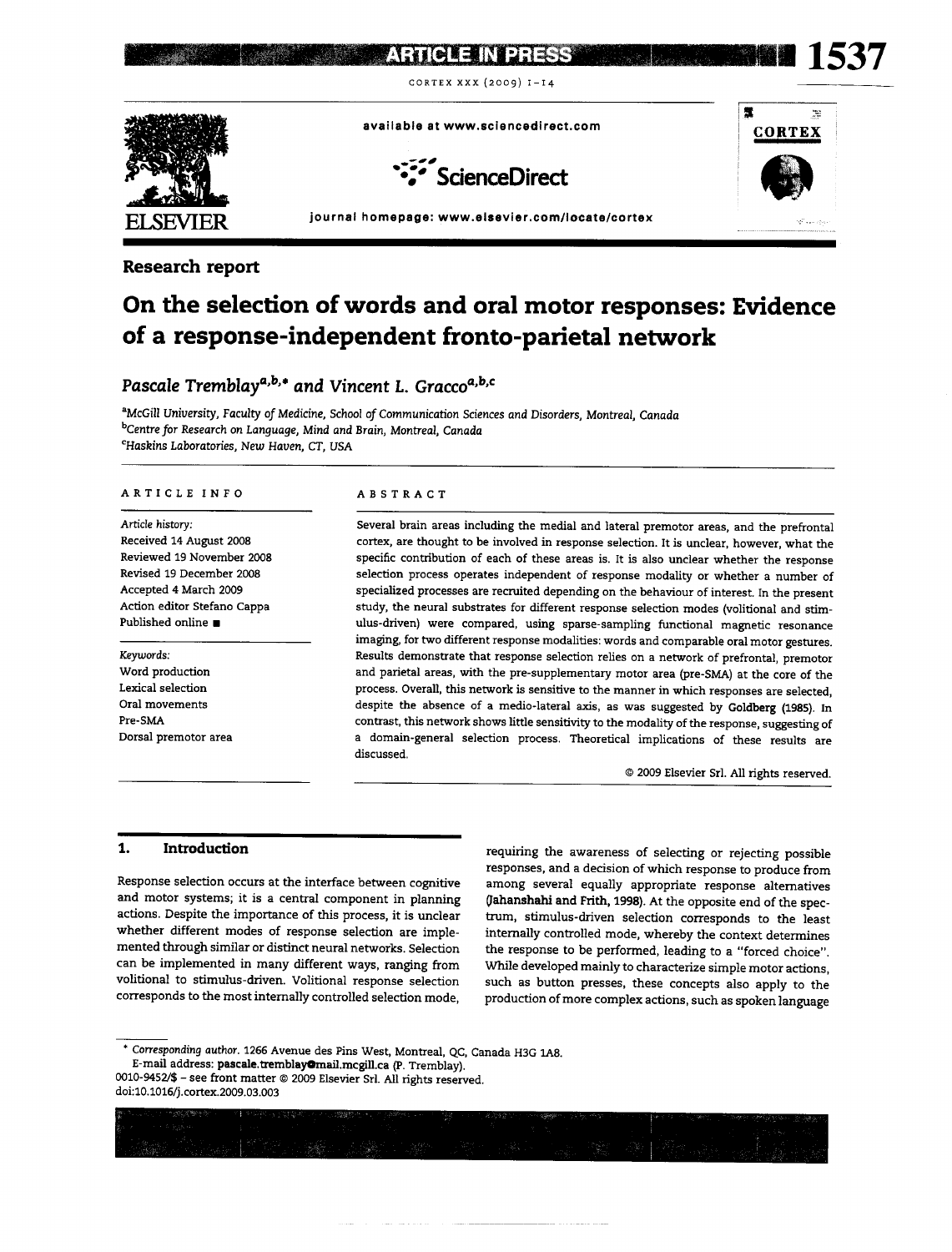Research report

# On the selection of words and oral motor responses: Evidence of a response-independent fronto-parietal network

*Pascale Tremblay*[a,b,*] and *Vincent L. Gracco*[a,b,c]

[a]*McGill University, Faculty of Medicine, School of Communication Sciences and Disorders, Montreal, Canada*
[b]*Centre for Research on Language, Mind and Brain, Montreal, Canada*
[c]*Haskins Laboratories, New Haven, CT, USA*

## ARTICLE INFO

*Article history:*
Received 14 August 2008
Reviewed 19 November 2008
Revised 19 December 2008
Accepted 4 March 2009
Action editor Stefano Cappa
Published online ■

*Keywords:*
Word production
Lexical selection
Oral movements
Pre-SMA
Dorsal premotor area

## ABSTRACT

Several brain areas including the medial and lateral premotor areas, and the prefrontal cortex, are thought to be involved in response selection. It is unclear, however, what the specific contribution of each of these areas is. It is also unclear whether the response selection process operates independent of response modality or whether a number of specialized processes are recruited depending on the behaviour of interest. In the present study, the neural substrates for different response selection modes (volitional and stimulus-driven) were compared, using sparse-sampling functional magnetic resonance imaging, for two different response modalities: words and comparable oral motor gestures. Results demonstrate that response selection relies on a network of prefrontal, premotor and parietal areas, with the pre-supplementary motor area (pre-SMA) at the core of the process. Overall, this network is sensitive to the manner in which responses are selected, despite the absence of a medio-lateral axis, as was suggested by Goldberg (1985). In contrast, this network shows little sensitivity to the modality of the response, suggesting of a domain-general selection process. Theoretical implications of these results are discussed.

© 2009 Elsevier Srl. All rights reserved.

## 1. Introduction

Response selection occurs at the interface between cognitive and motor systems; it is a central component in planning actions. Despite the importance of this process, it is unclear whether different modes of response selection are implemented through similar or distinct neural networks. Selection can be implemented in many different ways, ranging from volitional to stimulus-driven. Volitional response selection corresponds to the most internally controlled selection mode, requiring the awareness of selecting or rejecting possible responses, and a decision of which response to produce from among several equally appropriate response alternatives (Jahanshahi and Frith, 1998). At the opposite end of the spectrum, stimulus-driven selection corresponds to the least internally controlled mode, whereby the context determines the response to be performed, leading to a "forced choice". While developed mainly to characterize simple motor actions, such as button presses, these concepts also apply to the production of more complex actions, such as spoken language

\* *Corresponding author.* 1266 Avenue des Pins West, Montreal, QC, Canada H3G 1A8.
E-mail address: pascale.tremblay@mail.mcgill.ca (P. Tremblay).
0010-9452/$ – see front matter © 2009 Elsevier Srl. All rights reserved.
doi:10.1016/j.cortex.2009.03.003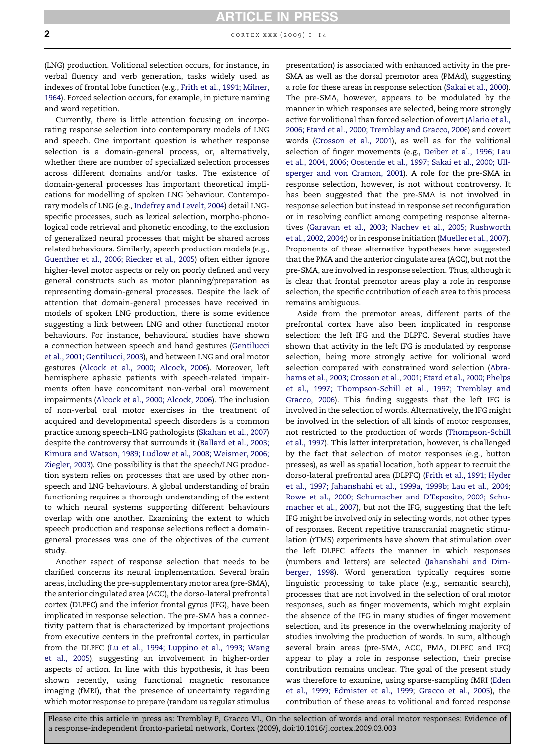(LNG) production. Volitional selection occurs, for instance, in verbal fluency and verb generation, tasks widely used as indexes of frontal lobe function (e.g., Frith et al., 1991; Milner, 1964). Forced selection occurs, for example, in picture naming and word repetition.

Currently, there is little attention focusing on incorporating response selection into contemporary models of LNG and speech. One important question is whether response selection is a domain-general process, or, alternatively, whether there are number of specialized selection processes across different domains and/or tasks. The existence of domain-general processes has important theoretical implications for modelling of spoken LNG behaviour. Contemporary models of LNG (e.g., Indefrey and Levelt, 2004) detail LNG-specific processes, such as lexical selection, morpho-phonological code retrieval and phonetic encoding, to the exclusion of generalized neural processes that might be shared across related behaviours. Similarly, speech production models (e.g., Guenther et al., 2006; Riecker et al., 2005) often either ignore higher-level motor aspects or rely on poorly defined and very general constructs such as motor planning/preparation as representing domain-general processes. Despite the lack of attention that domain-general processes have received in models of spoken LNG production, there is some evidence suggesting a link between LNG and other functional motor behaviours. For instance, behavioural studies have shown a connection between speech and hand gestures (Gentilucci et al., 2001; Gentilucci, 2003), and between LNG and oral motor gestures (Alcock et al., 2000; Alcock, 2006). Moreover, left hemisphere aphasic patients with speech-related impairments often have concomitant non-verbal oral movement impairments (Alcock et al., 2000; Alcock, 2006). The inclusion of non-verbal oral motor exercises in the treatment of acquired and developmental speech disorders is a common practice among speech–LNG pathologists (Skahan et al., 2007) despite the controversy that surrounds it (Ballard et al., 2003; Kimura and Watson, 1989; Ludlow et al., 2008; Weismer, 2006; Ziegler, 2003). One possibility is that the speech/LNG production system relies on processes that are used by other non-speech and LNG behaviours. A global understanding of brain functioning requires a thorough understanding of the extent to which neural systems supporting different behaviours overlap with one another. Examining the extent to which speech production and response selections reflect a domain-general processes was one of the objectives of the current study.

Another aspect of response selection that needs to be clarified concerns its neural implementation. Several brain areas, including the pre-supplementary motor area (pre-SMA), the anterior cingulated area (ACC), the dorso-lateral prefrontal cortex (DLPFC) and the inferior frontal gyrus (IFG), have been implicated in response selection. The pre-SMA has a connectivity pattern that is characterized by important projections from executive centers in the prefrontal cortex, in particular from the DLPFC (Lu et al., 1994; Luppino et al., 1993; Wang et al., 2005), suggesting an involvement in higher-order aspects of action. In line with this hypothesis, it has been shown recently, using functional magnetic resonance imaging (fMRI), that the presence of uncertainty regarding which motor response to prepare (random *vs* regular stimulus presentation) is associated with enhanced activity in the pre-SMA as well as the dorsal premotor area (PMAd), suggesting a role for these areas in response selection (Sakai et al., 2000). The pre-SMA, however, appears to be modulated by the manner in which responses are selected, being more strongly active for volitional than forced selection of overt (Alario et al., 2006; Etard et al., 2000; Tremblay and Gracco, 2006) and covert words (Crosson et al., 2001), as well as for the volitional selection of finger movements (e.g., Deiber et al., 1996; Lau et al., 2004, 2006; Oostende et al., 1997; Sakai et al., 2000; Ullsperger and von Cramon, 2001). A role for the pre-SMA in response selection, however, is not without controversy. It has been suggested that the pre-SMA is not involved in response selection but instead in response set reconfiguration or in resolving conflict among competing response alternatives (Garavan et al., 2003; Nachev et al., 2005; Rushworth et al., 2002, 2004;) or in response initiation (Mueller et al., 2007). Proponents of these alternative hypotheses have suggested that the PMA and the anterior cingulate area (ACC), but not the pre-SMA, are involved in response selection. Thus, although it is clear that frontal premotor areas play a role in response selection, the specific contribution of each area to this process remains ambiguous.

Aside from the premotor areas, different parts of the prefrontal cortex have also been implicated in response selection: the left IFG and the DLPFC. Several studies have shown that activity in the left IFG is modulated by response selection, being more strongly active for volitional word selection compared with constrained word selection (Abrahams et al., 2003; Crosson et al., 2001; Etard et al., 2000; Phelps et al., 1997; Thompson-Schill et al., 1997; Tremblay and Gracco, 2006). This finding suggests that the left IFG is involved in the selection of words. Alternatively, the IFG might be involved in the selection of all kinds of motor responses, not restricted to the production of words (Thompson-Schill et al., 1997). This latter interpretation, however, is challenged by the fact that selection of motor responses (e.g., button presses), as well as spatial location, both appear to recruit the dorso-lateral prefrontal area (DLPFC) (Frith et al., 1991; Hyder et al., 1997; Jahanshahi et al., 1999a, 1999b; Lau et al., 2004; Rowe et al., 2000; Schumacher and D'Esposito, 2002; Schumacher et al., 2007), but not the IFG, suggesting that the left IFG might be involved *only* in selecting words, not other types of responses. Recent repetitive transcranial magnetic stimulation (rTMS) experiments have shown that stimulation over the left DLPFC affects the manner in which responses (numbers and letters) are selected (Jahanshahi and Dirnberger, 1998). Word generation typically requires some linguistic processing to take place (e.g., semantic search), processes that are not involved in the selection of oral motor responses, such as finger movements, which might explain the absence of the IFG in many studies of finger movement selection, and its presence in the overwhelming majority of studies involving the production of words. In sum, although several brain areas (pre-SMA, ACC, PMA, DLPFC and IFG) appear to play a role in response selection, their precise contribution remains unclear. The goal of the present study was therefore to examine, using sparse-sampling fMRI (Eden et al., 1999; Edmister et al., 1999; Gracco et al., 2005), the contribution of these areas to volitional and forced response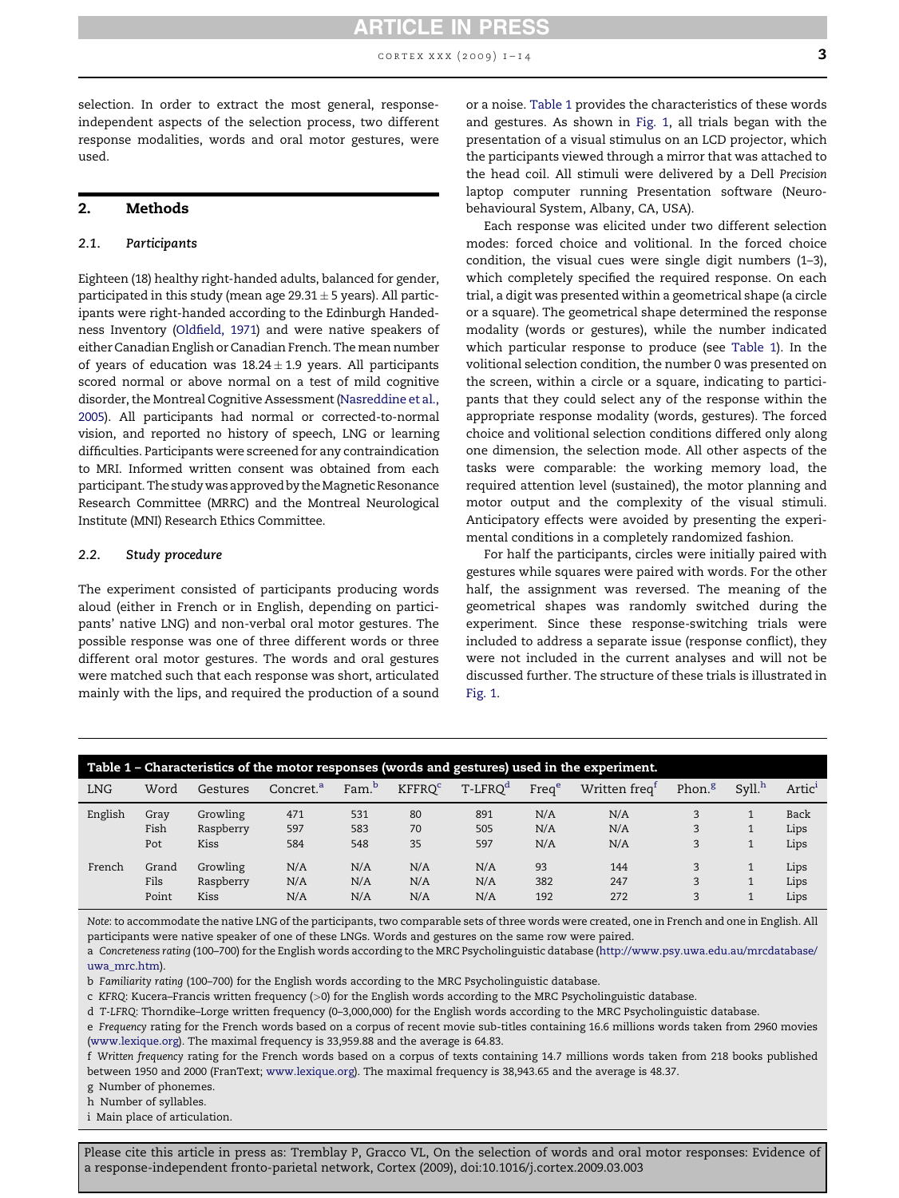selection. In order to extract the most general, response-independent aspects of the selection process, two different response modalities, words and oral motor gestures, were used.

## 2. Methods

### 2.1. Participants

Eighteen (18) healthy right-handed adults, balanced for gender, participated in this study (mean age $29.31 \pm 5$ years). All participants were right-handed according to the Edinburgh Handedness Inventory (Oldfield, 1971) and were native speakers of either Canadian English or Canadian French. The mean number of years of education was $18.24 \pm 1.9$ years. All participants scored normal or above normal on a test of mild cognitive disorder, the Montreal Cognitive Assessment (Nasreddine et al., 2005). All participants had normal or corrected-to-normal vision, and reported no history of speech, LNG or learning difficulties. Participants were screened for any contraindication to MRI. Informed written consent was obtained from each participant. The study was approved by the Magnetic Resonance Research Committee (MRRC) and the Montreal Neurological Institute (MNI) Research Ethics Committee.

### 2.2. Study procedure

The experiment consisted of participants producing words aloud (either in French or in English, depending on participants' native LNG) and non-verbal oral motor gestures. The possible response was one of three different words or three different oral motor gestures. The words and oral gestures were matched such that each response was short, articulated mainly with the lips, and required the production of a sound or a noise. Table 1 provides the characteristics of these words and gestures. As shown in Fig. 1, all trials began with the presentation of a visual stimulus on an LCD projector, which the participants viewed through a mirror that was attached to the head coil. All stimuli were delivered by a Dell *Precision* laptop computer running Presentation software (Neurobehavioural System, Albany, CA, USA).

Each response was elicited under two different selection modes: forced choice and volitional. In the forced choice condition, the visual cues were single digit numbers (1–3), which completely specified the required response. On each trial, a digit was presented within a geometrical shape (a circle or a square). The geometrical shape determined the response modality (words or gestures), while the number indicated which particular response to produce (see Table 1). In the volitional selection condition, the number 0 was presented on the screen, within a circle or a square, indicating to participants that they could select any of the response within the appropriate response modality (words, gestures). The forced choice and volitional selection conditions differed only along one dimension, the selection mode. All other aspects of the tasks were comparable: the working memory load, the required attention level (sustained), the motor planning and motor output and the complexity of the visual stimuli. Anticipatory effects were avoided by presenting the experimental conditions in a completely randomized fashion.

For half the participants, circles were initially paired with gestures while squares were paired with words. For the other half, the assignment was reversed. The meaning of the geometrical shapes was randomly switched during the experiment. Since these response-switching trials were included to address a separate issue (response conflict), they were not included in the current analyses and will not be discussed further. The structure of these trials is illustrated in Fig. 1.

**Table 1 – Characteristics of the motor responses (words and gestures) used in the experiment.**

| LNG | Word | Gestures | Concret.[a] | Fam.[b] | KFFRQ[c] | T-LFRQ[d] | Freq[e] | Written freq[f] | Phon.[g] | Syll.[h] | Artic[i] |
|---|---|---|---|---|---|---|---|---|---|---|---|
| English | Gray | Growling | 471 | 531 | 80 | 891 | N/A | N/A | 3 | 1 | Back |
| | Fish | Raspberry | 597 | 583 | 70 | 505 | N/A | N/A | 3 | 1 | Lips |
| | Pot | Kiss | 584 | 548 | 35 | 597 | N/A | N/A | 3 | 1 | Lips |
| French | Grand | Growling | N/A | N/A | N/A | N/A | 93 | 144 | 3 | 1 | Lips |
| | Fils | Raspberry | N/A | N/A | N/A | N/A | 382 | 247 | 3 | 1 | Lips |
| | Point | Kiss | N/A | N/A | N/A | N/A | 192 | 272 | 3 | 1 | Lips |

*Note*: to accommodate the native LNG of the participants, two comparable sets of three words were created, one in French and one in English. All participants were native speaker of one of these LNGs. Words and gestures on the same row were paired.

a *Concreteness rating* (100–700) for the English words according to the MRC Psycholinguistic database (http://www.psy.uwa.edu.au/mrcdatabase/uwa_mrc.htm).

b *Familiarity rating* (100–700) for the English words according to the MRC Psycholinguistic database.

c *KFRQ*: Kucera–Francis written frequency (>0) for the English words according to the MRC Psycholinguistic database.

d *T-LFRQ*: Thorndike–Lorge written frequency (0–3,000,000) for the English words according to the MRC Psycholinguistic database.

e *Frequency* rating for the French words based on a corpus of recent movie sub-titles containing 16.6 millions words taken from 2960 movies (www.lexique.org). The maximal frequency is 33,959.88 and the average is 64.83.

f *Written frequency* rating for the French words based on a corpus of texts containing 14.7 millions words taken from 218 books published between 1950 and 2000 (FranText; www.lexique.org). The maximal frequency is 38,943.65 and the average is 48.37.

g Number of phonemes.

h Number of syllables.

i Main place of articulation.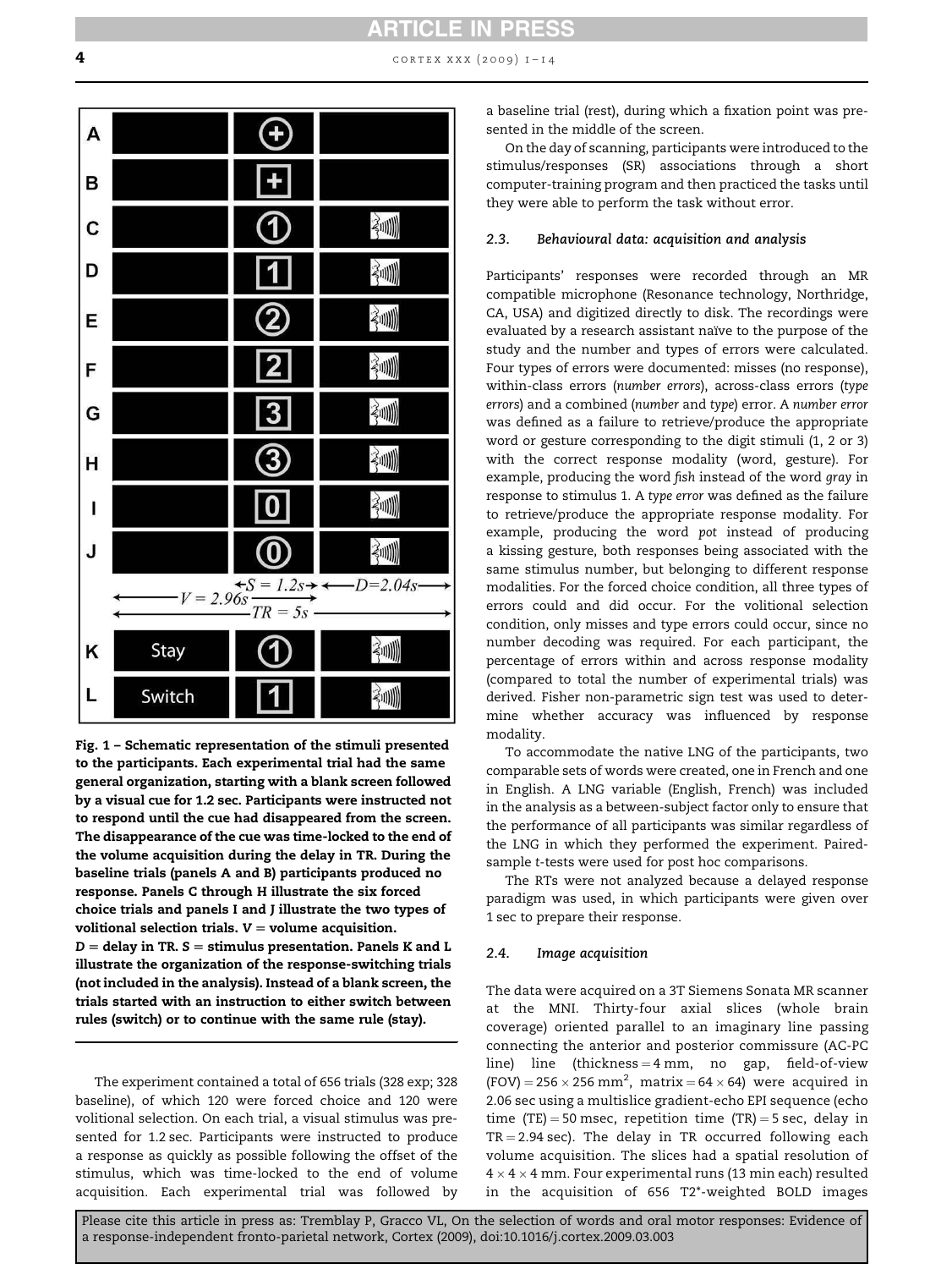Fig. 1 – Schematic representation of the stimuli presented to the participants. Each experimental trial had the same general organization, starting with a blank screen followed by a visual cue for 1.2 sec. Participants were instructed not to respond until the cue had disappeared from the screen. The disappearance of the cue was time-locked to the end of the volume acquisition during the delay in TR. During the baseline trials (panels A and B) participants produced no response. Panels C through H illustrate the six forced choice trials and panels I and J illustrate the two types of volitional selection trials. V = volume acquisition. D = delay in TR. S = stimulus presentation. Panels K and L illustrate the organization of the response-switching trials (not included in the analysis). Instead of a blank screen, the trials started with an instruction to either switch between rules (switch) or to continue with the same rule (stay).

The experiment contained a total of 656 trials (328 exp; 328 baseline), of which 120 were forced choice and 120 were volitional selection. On each trial, a visual stimulus was presented for 1.2 sec. Participants were instructed to produce a response as quickly as possible following the offset of the stimulus, which was time-locked to the end of volume acquisition. Each experimental trial was followed by a baseline trial (rest), during which a fixation point was presented in the middle of the screen.

On the day of scanning, participants were introduced to the stimulus/responses (SR) associations through a short computer-training program and then practiced the tasks until they were able to perform the task without error.

### 2.3. Behavioural data: acquisition and analysis

Participants' responses were recorded through an MR compatible microphone (Resonance technology, Northridge, CA, USA) and digitized directly to disk. The recordings were evaluated by a research assistant naïve to the purpose of the study and the number and types of errors were calculated. Four types of errors were documented: misses (no response), within-class errors (*number errors*), across-class errors (*type errors*) and a combined (*number* and *type*) error. A *number error* was defined as a failure to retrieve/produce the appropriate word or gesture corresponding to the digit stimuli (1, 2 or 3) with the correct response modality (word, gesture). For example, producing the word *fish* instead of the word *gray* in response to stimulus 1. A *type error* was defined as the failure to retrieve/produce the appropriate response modality. For example, producing the word *pot* instead of producing a kissing gesture, both responses being associated with the same stimulus number, but belonging to different response modalities. For the forced choice condition, all three types of errors could and did occur. For the volitional selection condition, only misses and type errors could occur, since no number decoding was required. For each participant, the percentage of errors within and across response modality (compared to total the number of experimental trials) was derived. Fisher non-parametric sign test was used to determine whether accuracy was influenced by response modality.

To accommodate the native LNG of the participants, two comparable sets of words were created, one in French and one in English. A LNG variable (English, French) was included in the analysis as a between-subject factor only to ensure that the performance of all participants was similar regardless of the LNG in which they performed the experiment. Paired-sample *t*-tests were used for post hoc comparisons.

The RTs were not analyzed because a delayed response paradigm was used, in which participants were given over 1 sec to prepare their response.

### 2.4. Image acquisition

The data were acquired on a 3T Siemens Sonata MR scanner at the MNI. Thirty-four axial slices (whole brain coverage) oriented parallel to an imaginary line passing connecting the anterior and posterior commissure (AC-PC line) line (thickness = 4 mm, no gap, field-of-view (FOV) = $256 \times 256$ mm$^2$, matrix = $64 \times 64$) were acquired in 2.06 sec using a multislice gradient-echo EPI sequence (echo time (TE) = 50 msec, repetition time (TR) = 5 sec, delay in TR = 2.94 sec). The delay in TR occurred following each volume acquisition. The slices had a spatial resolution of $4 \times 4 \times 4$ mm. Four experimental runs (13 min each) resulted in the acquisition of 656 T2*-weighted BOLD images

Please cite this article in press as: Tremblay P, Gracco VL, On the selection of words and oral motor responses: Evidence of a response-independent fronto-parietal network, Cortex (2009), doi:10.1016/j.cortex.2009.03.003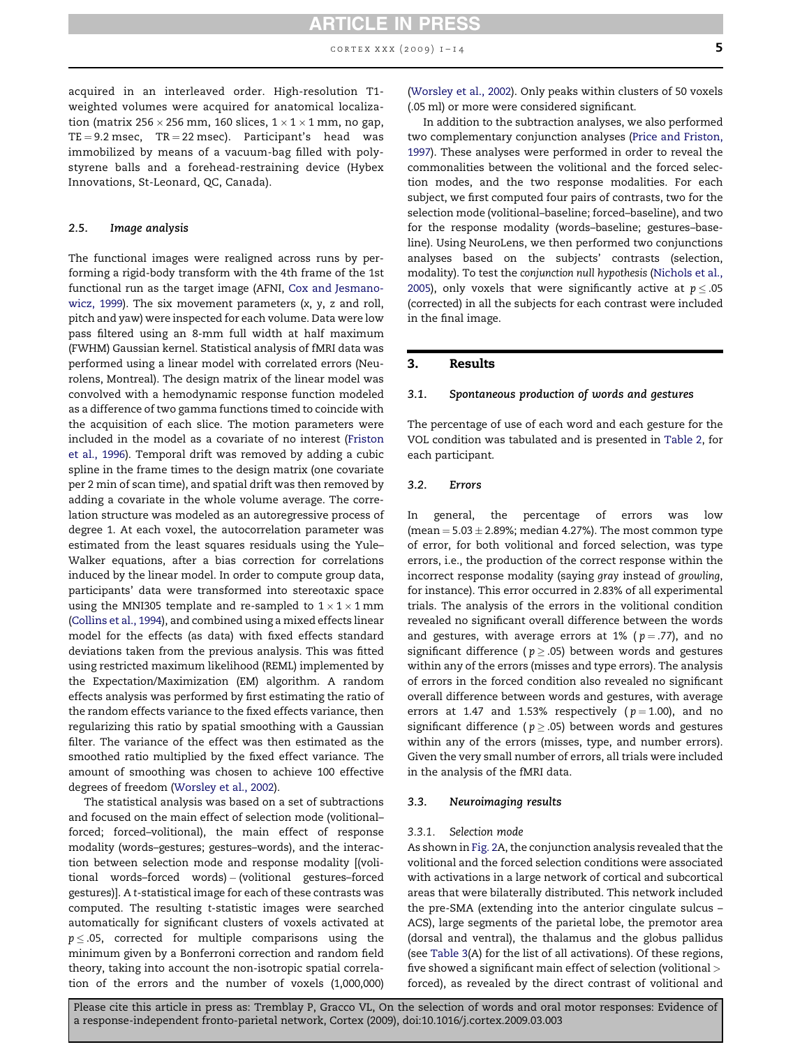acquired in an interleaved order. High-resolution T1-weighted volumes were acquired for anatomical localization (matrix $256 \times 256$ mm, 160 slices, $1 \times 1 \times 1$ mm, no gap, TE = 9.2 msec, TR = 22 msec). Participant's head was immobilized by means of a vacuum-bag filled with polystyrene balls and a forehead-restraining device (Hybex Innovations, St-Leonard, QC, Canada).

### 2.5. Image analysis

The functional images were realigned across runs by performing a rigid-body transform with the 4th frame of the 1st functional run as the target image (AFNI, Cox and Jesmanowicz, 1999). The six movement parameters (x, y, z and roll, pitch and yaw) were inspected for each volume. Data were low pass filtered using an 8-mm full width at half maximum (FWHM) Gaussian kernel. Statistical analysis of fMRI data was performed using a linear model with correlated errors (Neurolens, Montreal). The design matrix of the linear model was convolved with a hemodynamic response function modeled as a difference of two gamma functions timed to coincide with the acquisition of each slice. The motion parameters were included in the model as a covariate of no interest (Friston et al., 1996). Temporal drift was removed by adding a cubic spline in the frame times to the design matrix (one covariate per 2 min of scan time), and spatial drift was then removed by adding a covariate in the whole volume average. The correlation structure was modeled as an autoregressive process of degree 1. At each voxel, the autocorrelation parameter was estimated from the least squares residuals using the Yule–Walker equations, after a bias correction for correlations induced by the linear model. In order to compute group data, participants' data were transformed into stereotaxic space using the MNI305 template and re-sampled to $1 \times 1 \times 1$ mm (Collins et al., 1994), and combined using a mixed effects linear model for the effects (as data) with fixed effects standard deviations taken from the previous analysis. This was fitted using restricted maximum likelihood (REML) implemented by the Expectation/Maximization (EM) algorithm. A random effects analysis was performed by first estimating the ratio of the random effects variance to the fixed effects variance, then regularizing this ratio by spatial smoothing with a Gaussian filter. The variance of the effect was then estimated as the smoothed ratio multiplied by the fixed effect variance. The amount of smoothing was chosen to achieve 100 effective degrees of freedom (Worsley et al., 2002).

The statistical analysis was based on a set of subtractions and focused on the main effect of selection mode (volitional–forced; forced–volitional), the main effect of response modality (words–gestures; gestures–words), and the interaction between selection mode and response modality [(volitional words–forced words) – (volitional gestures–forced gestures)]. A *t*-statistical image for each of these contrasts was computed. The resulting *t*-statistic images were searched automatically for significant clusters of voxels activated at $p \leq .05$, corrected for multiple comparisons using the minimum given by a Bonferroni correction and random field theory, taking into account the non-isotropic spatial correlation of the errors and the number of voxels (1,000,000) (Worsley et al., 2002). Only peaks within clusters of 50 voxels (.05 ml) or more were considered significant.

In addition to the subtraction analyses, we also performed two complementary conjunction analyses (Price and Friston, 1997). These analyses were performed in order to reveal the commonalities between the volitional and the forced selection modes, and the two response modalities. For each subject, we first computed four pairs of contrasts, two for the selection mode (volitional–baseline; forced–baseline), and two for the response modality (words–baseline; gestures–baseline). Using NeuroLens, we then performed two conjunctions analyses based on the subjects' contrasts (selection, modality). To test the *conjunction null hypothesis* (Nichols et al., 2005), only voxels that were significantly active at $p \leq .05$ (corrected) in all the subjects for each contrast were included in the final image.

## 3. Results

### 3.1. Spontaneous production of words and gestures

The percentage of use of each word and each gesture for the VOL condition was tabulated and is presented in Table 2, for each participant.

### 3.2. Errors

In general, the percentage of errors was low (mean = $5.03 \pm 2.89\%$; median 4.27%). The most common type of error, for both volitional and forced selection, was type errors, i.e., the production of the correct response within the incorrect response modality (saying *gray* instead of *growling*, for instance). This error occurred in 2.83% of all experimental trials. The analysis of the errors in the volitional condition revealed no significant overall difference between the words and gestures, with average errors at 1% ($p = .77$), and no significant difference ($p \geq .05$) between words and gestures within any of the errors (misses and type errors). The analysis of errors in the forced condition also revealed no significant overall difference between words and gestures, with average errors at 1.47 and 1.53% respectively ($p = 1.00$), and no significant difference ($p \geq .05$) between words and gestures within any of the errors (misses, type, and number errors). Given the very small number of errors, all trials were included in the analysis of the fMRI data.

### 3.3. Neuroimaging results

#### 3.3.1. Selection mode

As shown in Fig. 2A, the conjunction analysis revealed that the volitional and the forced selection conditions were associated with activations in a large network of cortical and subcortical areas that were bilaterally distributed. This network included the pre-SMA (extending into the anterior cingulate sulcus – ACS), large segments of the parietal lobe, the premotor area (dorsal and ventral), the thalamus and the globus pallidus (see Table 3(A) for the list of all activations). Of these regions, five showed a significant main effect of selection (volitional > forced), as revealed by the direct contrast of volitional and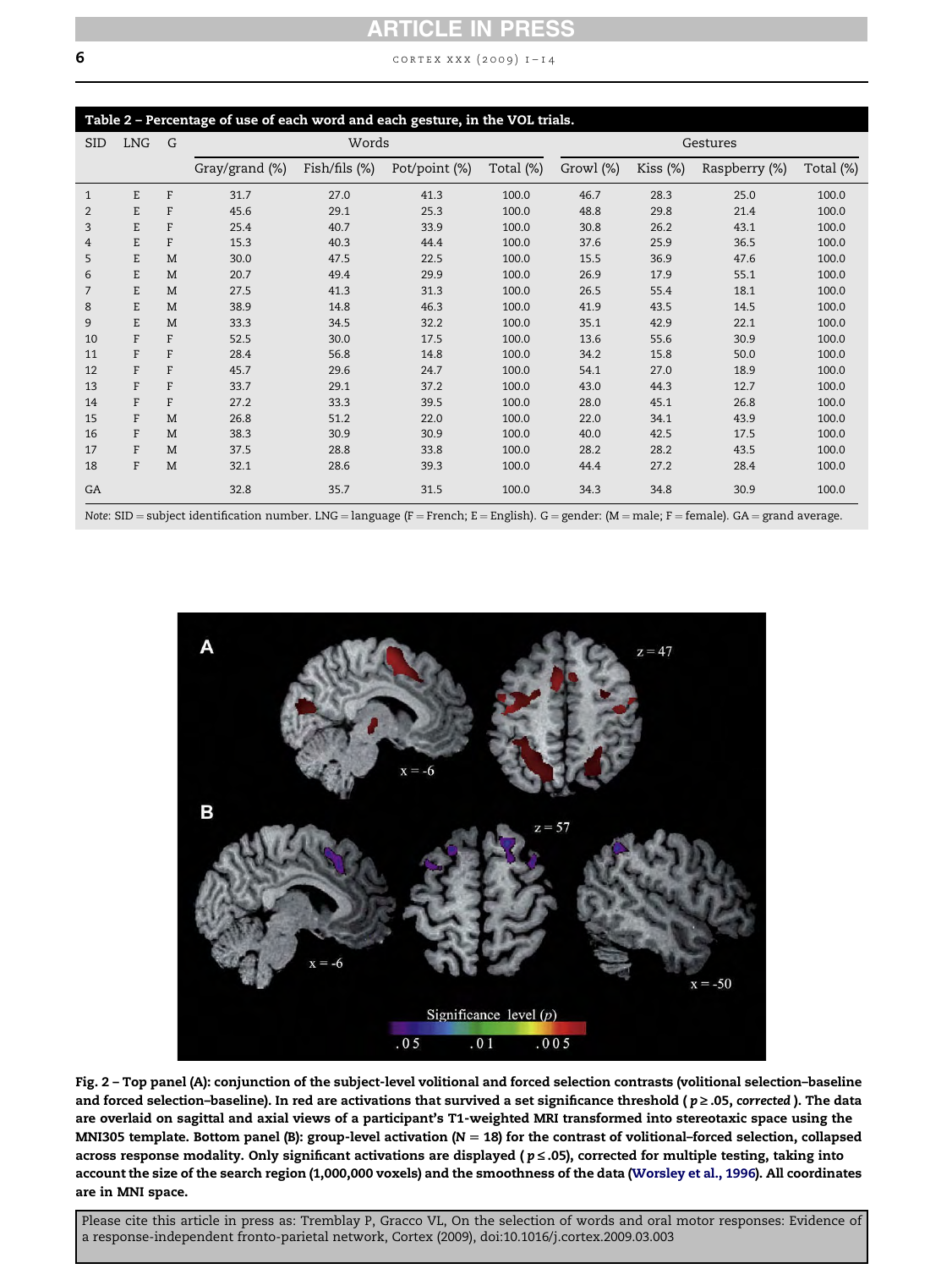**Table 2 – Percentage of use of each word and each gesture, in the VOL trials.**

| SID | LNG | G | Words | | | | Gestures | | | |
|---|---|---|---|---|---|---|---|---|---|---|
| | | | Gray/grand (%) | Fish/fils (%) | Pot/point (%) | Total (%) | Growl (%) | Kiss (%) | Raspberry (%) | Total (%) |
| 1 | E | F | 31.7 | 27.0 | 41.3 | 100.0 | 46.7 | 28.3 | 25.0 | 100.0 |
| 2 | E | F | 45.6 | 29.1 | 25.3 | 100.0 | 48.8 | 29.8 | 21.4 | 100.0 |
| 3 | E | F | 25.4 | 40.7 | 33.9 | 100.0 | 30.8 | 26.2 | 43.1 | 100.0 |
| 4 | E | F | 15.3 | 40.3 | 44.4 | 100.0 | 37.6 | 25.9 | 36.5 | 100.0 |
| 5 | E | M | 30.0 | 47.5 | 22.5 | 100.0 | 15.5 | 36.9 | 47.6 | 100.0 |
| 6 | E | M | 20.7 | 49.4 | 29.9 | 100.0 | 26.9 | 17.9 | 55.1 | 100.0 |
| 7 | E | M | 27.5 | 41.3 | 31.3 | 100.0 | 26.5 | 55.4 | 18.1 | 100.0 |
| 8 | E | M | 38.9 | 14.8 | 46.3 | 100.0 | 41.9 | 43.5 | 14.5 | 100.0 |
| 9 | E | M | 33.3 | 34.5 | 32.2 | 100.0 | 35.1 | 42.9 | 22.1 | 100.0 |
| 10 | F | F | 52.5 | 30.0 | 17.5 | 100.0 | 13.6 | 55.6 | 30.9 | 100.0 |
| 11 | F | F | 28.4 | 56.8 | 14.8 | 100.0 | 34.2 | 15.8 | 50.0 | 100.0 |
| 12 | F | F | 45.7 | 29.6 | 24.7 | 100.0 | 54.1 | 27.0 | 18.9 | 100.0 |
| 13 | F | F | 33.7 | 29.1 | 37.2 | 100.0 | 43.0 | 44.3 | 12.7 | 100.0 |
| 14 | F | F | 27.2 | 33.3 | 39.5 | 100.0 | 28.0 | 45.1 | 26.8 | 100.0 |
| 15 | F | M | 26.8 | 51.2 | 22.0 | 100.0 | 22.0 | 34.1 | 43.9 | 100.0 |
| 16 | F | M | 38.3 | 30.9 | 30.9 | 100.0 | 40.0 | 42.5 | 17.5 | 100.0 |
| 17 | F | M | 37.5 | 28.8 | 33.8 | 100.0 | 28.2 | 28.2 | 43.5 | 100.0 |
| 18 | F | M | 32.1 | 28.6 | 39.3 | 100.0 | 44.4 | 27.2 | 28.4 | 100.0 |
| GA | | | 32.8 | 35.7 | 31.5 | 100.0 | 34.3 | 34.8 | 30.9 | 100.0 |

*Note:* SID = subject identification number. LNG = language (F = French; E = English). G = gender: (M = male; F = female). GA = grand average.

**Fig. 2 – Top panel (A): conjunction of the subject-level volitional and forced selection contrasts (volitional selection–baseline and forced selection–baseline). In red are activations that survived a set significance threshold ($p \geq .05$, *corrected* ). The data are overlaid on sagittal and axial views of a participant's T1-weighted MRI transformed into stereotaxic space using the MNI305 template. Bottom panel (B): group-level activation ($N = 18$) for the contrast of volitional–forced selection, collapsed across response modality. Only significant activations are displayed ($p \leq .05$), corrected for multiple testing, taking into account the size of the search region (1,000,000 voxels) and the smoothness of the data (Worsley et al., 1996). All coordinates are in MNI space.**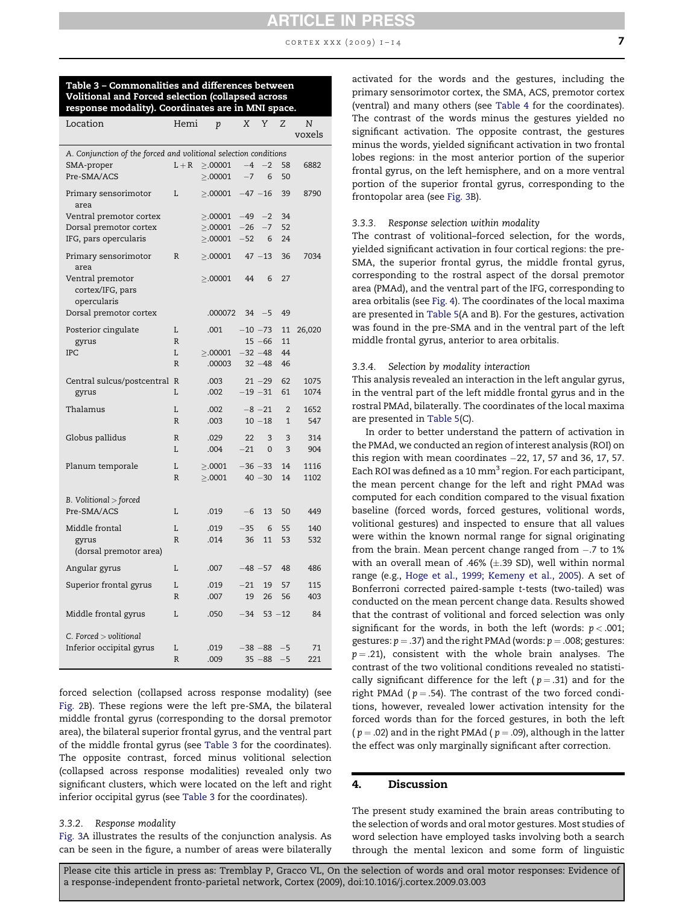**Table 3 – Commonalities and differences between Volitional and Forced selection (collapsed across response modality). Coordinates are in MNI space.**

| Location | Hemi | p | X | Y | Z | N voxels |
|---|---|---|---|---|---|---|
| *A. Conjunction of the forced and volitional selection conditions* | | | | | | |
| SMA-proper | L + R | ≥.00001 | −4 | −2 | 58 | 6882 |
| Pre-SMA/ACS | | ≥.00001 | −7 | 6 | 50 | |
| Primary sensorimotor area | L | ≥.00001 | −47 | −16 | 39 | 8790 |
| Ventral premotor cortex | | ≥.00001 | −49 | −2 | 34 | |
| Dorsal premotor cortex | | ≥.00001 | −26 | −7 | 52 | |
| IFG, pars opercularis | | ≥.00001 | −52 | 6 | 24 | |
| Primary sensorimotor area | R | ≥.00001 | 47 | −13 | 36 | 7034 |
| Ventral premotor cortex/IFG, pars opercularis | | ≥.00001 | 44 | 6 | 27 | |
| Dorsal premotor cortex | | .000072 | 34 | −5 | 49 | |
| Posterior cingulate gyrus | L | .001 | −10 | −73 | 11 | 26,020 |
| | R | | 15 | −66 | 11 | |
| IPC | L | ≥.00001 | −32 | −48 | 44 | |
| | R | .00003 | 32 | −48 | 46 | |
| Central sulcus/postcentral gyrus | R | .003 | 21 | −29 | 62 | 1075 |
| | L | .002 | −19 | −31 | 61 | 1074 |
| Thalamus | L | .002 | −8 | −21 | 2 | 1652 |
| | R | .003 | 10 | −18 | 1 | 547 |
| Globus pallidus | R | .029 | 22 | 3 | 3 | 314 |
| | L | .004 | −21 | 0 | 3 | 904 |
| Planum temporale | L | ≥.0001 | −36 | −33 | 14 | 1116 |
| | R | ≥.0001 | 40 | −30 | 14 | 1102 |
| *B. Volitional > forced* | | | | | | |
| Pre-SMA/ACS | L | .019 | −6 | 13 | 50 | 449 |
| Middle frontal gyrus (dorsal premotor area) | L | .019 | −35 | 6 | 55 | 140 |
| | R | .014 | 36 | 11 | 53 | 532 |
| Angular gyrus | L | .007 | −48 | −57 | 48 | 486 |
| Superior frontal gyrus | L | .019 | −21 | 19 | 57 | 115 |
| | R | .007 | 19 | 26 | 56 | 403 |
| Middle frontal gyrus | L | .050 | −34 | 53 | −12 | 84 |
| *C. Forced > volitional* | | | | | | |
| Inferior occipital gyrus | L | .019 | −38 | −88 | −5 | 71 |
| | R | .009 | 35 | −88 | −5 | 221 |

forced selection (collapsed across response modality) (see Fig. 2B). These regions were the left pre-SMA, the bilateral middle frontal gyrus (corresponding to the dorsal premotor area), the bilateral superior frontal gyrus, and the ventral part of the middle frontal gyrus (see Table 3 for the coordinates). The opposite contrast, forced minus volitional selection (collapsed across response modalities) revealed only two significant clusters, which were located on the left and right inferior occipital gyrus (see Table 3 for the coordinates).

#### 3.3.2. Response modality

Fig. 3A illustrates the results of the conjunction analysis. As can be seen in the figure, a number of areas were bilaterally activated for the words and the gestures, including the primary sensorimotor cortex, the SMA, ACS, premotor cortex (ventral) and many others (see Table 4 for the coordinates). The contrast of the words minus the gestures yielded no significant activation. The opposite contrast, the gestures minus the words, yielded significant activation in two frontal lobes regions: in the most anterior portion of the superior frontal gyrus, on the left hemisphere, and on a more ventral portion of the superior frontal gyrus, corresponding to the frontopolar area (see Fig. 3B).

#### 3.3.3. Response selection within modality

The contrast of volitional–forced selection, for the words, yielded significant activation in four cortical regions: the pre-SMA, the superior frontal gyrus, the middle frontal gyrus, corresponding to the rostral aspect of the dorsal premotor area (PMAd), and the ventral part of the IFG, corresponding to area orbitalis (see Fig. 4). The coordinates of the local maxima are presented in Table 5(A and B). For the gestures, activation was found in the pre-SMA and in the ventral part of the left middle frontal gyrus, anterior to area orbitalis.

#### 3.3.4. Selection by modality interaction

This analysis revealed an interaction in the left angular gyrus, in the ventral part of the left middle frontal gyrus and in the rostral PMAd, bilaterally. The coordinates of the local maxima are presented in Table 5(C).

In order to better understand the pattern of activation in the PMAd, we conducted an region of interest analysis (ROI) on this region with mean coordinates −22, 17, 57 and 36, 17, 57. Each ROI was defined as a 10 mm$^3$ region. For each participant, the mean percent change for the left and right PMAd was computed for each condition compared to the visual fixation baseline (forced words, forced gestures, volitional words, volitional gestures) and inspected to ensure that all values were within the known normal range for signal originating from the brain. Mean percent change ranged from −.7 to 1% with an overall mean of .46% (±.39 SD), well within normal range (e.g., Hoge et al., 1999; Kemeny et al., 2005). A set of Bonferroni corrected paired-sample t-tests (two-tailed) was conducted on the mean percent change data. Results showed that the contrast of volitional and forced selection was only significant for the words, in both the left (words: $p < .001$; gestures: $p = .37$) and the right PMAd (words: $p = .008$; gestures: $p = .21$), consistent with the whole brain analyses. The contrast of the two volitional conditions revealed no statistically significant difference for the left ($p = .31$) and for the right PMAd ($p = .54$). The contrast of the two forced conditions, however, revealed lower activation intensity for the forced words than for the forced gestures, in both the left ($p = .02$) and in the right PMAd ($p = .09$), although in the latter the effect was only marginally significant after correction.

## 4. Discussion

The present study examined the brain areas contributing to the selection of words and oral motor gestures. Most studies of word selection have employed tasks involving both a search through the mental lexicon and some form of linguistic

Please cite this article in press as: Tremblay P, Gracco VL, On the selection of words and oral motor responses: Evidence of a response-independent fronto-parietal network, Cortex (2009), doi:10.1016/j.cortex.2009.03.003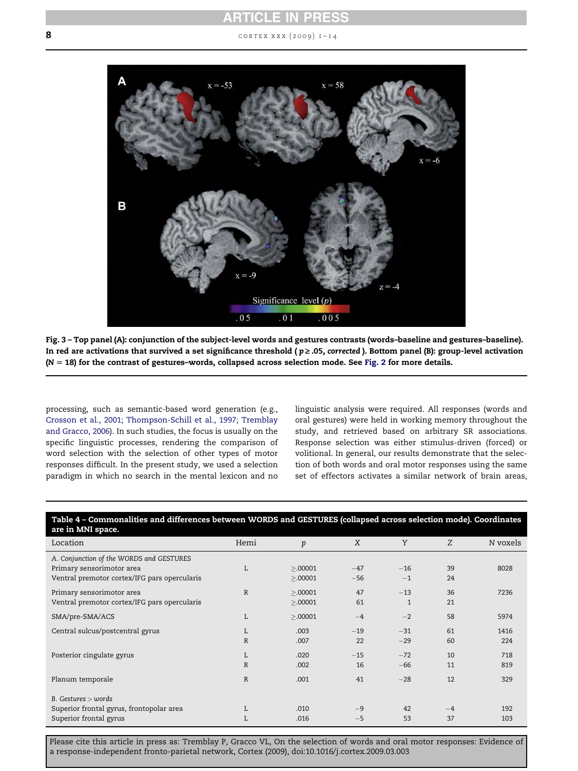Fig. 3 – Top panel (A): conjunction of the subject-level words and gestures contrasts (words–baseline and gestures–baseline). In red are activations that survived a set significance threshold ( $p \geq .05$, *corrected* ). Bottom panel (B): group-level activation ($N = 18$) for the contrast of gestures–words, collapsed across selection mode. See Fig. 2 for more details.

processing, such as semantic-based word generation (e.g., Crosson et al., 2001; Thompson-Schill et al., 1997; Tremblay and Gracco, 2006). In such studies, the focus is usually on the specific linguistic processes, rendering the comparison of word selection with the selection of other types of motor responses difficult. In the present study, we used a selection paradigm in which no search in the mental lexicon and no linguistic analysis were required. All responses (words and oral gestures) were held in working memory throughout the study, and retrieved based on arbitrary SR associations. Response selection was either stimulus-driven (forced) or volitional. In general, our results demonstrate that the selection of both words and oral motor responses using the same set of effectors activates a similar network of brain areas,

**Table 4 – Commonalities and differences between WORDS and GESTURES (collapsed across selection mode). Coordinates are in MNI space.**

| Location | Hemi | p | X | Y | Z | N voxels |
|---|---|---|---|---|---|---|
| *A. Conjunction of the WORDS and GESTURES* | | | | | | |
| Primary sensorimotor area | L | ≥.00001 | −47 | −16 | 39 | 8028 |
| Ventral premotor cortex/IFG pars opercularis | | ≥.00001 | −56 | −1 | 24 | |
| Primary sensorimotor area | R | ≥.00001 | 47 | −13 | 36 | 7236 |
| Ventral premotor cortex/IFG pars opercularis | | ≥.00001 | 61 | 1 | 21 | |
| SMA/pre-SMA/ACS | L | ≥.00001 | −4 | −2 | 58 | 5974 |
| Central sulcus/postcentral gyrus | L | .003 | −19 | −31 | 61 | 1416 |
| | R | .007 | 22 | −29 | 60 | 224 |
| Posterior cingulate gyrus | L | .020 | −15 | −72 | 10 | 718 |
| | R | .002 | 16 | −66 | 11 | 819 |
| Planum temporale | R | .001 | 41 | −28 | 12 | 329 |
| *B. Gestures > words* | | | | | | |
| Superior frontal gyrus, frontopolar area | L | .010 | −9 | 42 | −4 | 192 |
| Superior frontal gyrus | L | .016 | −5 | 53 | 37 | 103 |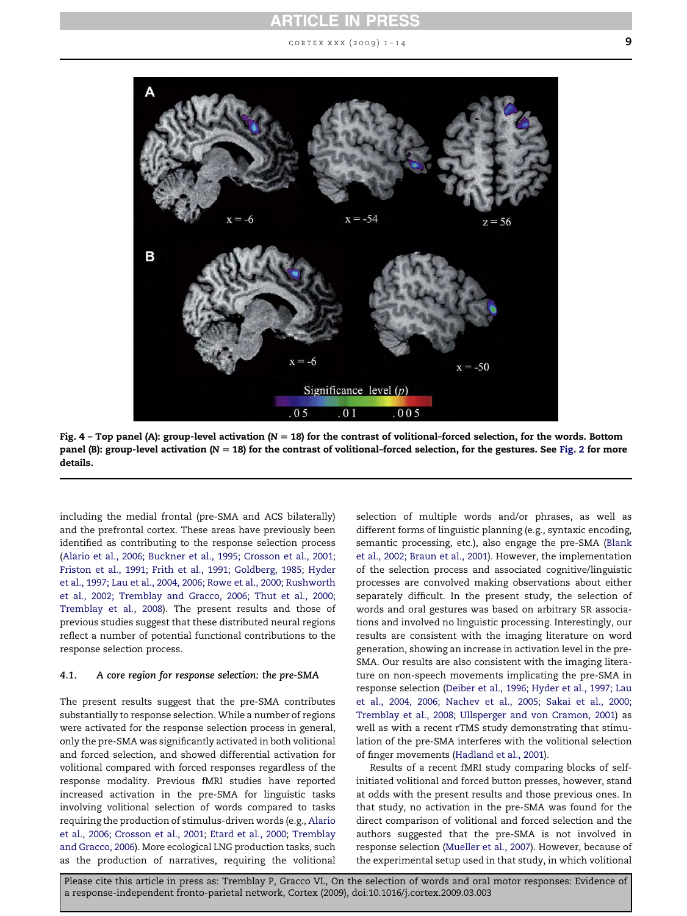**Fig. 4 – Top panel (A): group-level activation (N = 18) for the contrast of volitional–forced selection, for the words. Bottom panel (B): group-level activation (N = 18) for the contrast of volitional–forced selection, for the gestures. See Fig. 2 for more details.**

including the medial frontal (pre-SMA and ACS bilaterally) and the prefrontal cortex. These areas have previously been identified as contributing to the response selection process (Alario et al., 2006; Buckner et al., 1995; Crosson et al., 2001; Friston et al., 1991; Frith et al., 1991; Goldberg, 1985; Hyder et al., 1997; Lau et al., 2004, 2006; Rowe et al., 2000; Rushworth et al., 2002; Tremblay and Gracco, 2006; Thut et al., 2000; Tremblay et al., 2008). The present results and those of previous studies suggest that these distributed neural regions reflect a number of potential functional contributions to the response selection process.

### 4.1. A core region for response selection: the pre-SMA

The present results suggest that the pre-SMA contributes substantially to response selection. While a number of regions were activated for the response selection process in general, only the pre-SMA was significantly activated in both volitional and forced selection, and showed differential activation for volitional compared with forced responses regardless of the response modality. Previous fMRI studies have reported increased activation in the pre-SMA for linguistic tasks involving volitional selection of words compared to tasks requiring the production of stimulus-driven words (e.g., Alario et al., 2006; Crosson et al., 2001; Etard et al., 2000; Tremblay and Gracco, 2006). More ecological LNG production tasks, such as the production of narratives, requiring the volitional selection of multiple words and/or phrases, as well as different forms of linguistic planning (e.g., syntaxic encoding, semantic processing, etc.), also engage the pre-SMA (Blank et al., 2002; Braun et al., 2001). However, the implementation of the selection process and associated cognitive/linguistic processes are convolved making observations about either separately difficult. In the present study, the selection of words and oral gestures was based on arbitrary SR associations and involved no linguistic processing. Interestingly, our results are consistent with the imaging literature on word generation, showing an increase in activation level in the pre-SMA. Our results are also consistent with the imaging literature on non-speech movements implicating the pre-SMA in response selection (Deiber et al., 1996; Hyder et al., 1997; Lau et al., 2004, 2006; Nachev et al., 2005; Sakai et al., 2000; Tremblay et al., 2008; Ullsperger and von Cramon, 2001) as well as with a recent rTMS study demonstrating that stimulation of the pre-SMA interferes with the volitional selection of finger movements (Hadland et al., 2001).

Results of a recent fMRI study comparing blocks of self-initiated volitional and forced button presses, however, stand at odds with the present results and those previous ones. In that study, no activation in the pre-SMA was found for the direct comparison of volitional and forced selection and the authors suggested that the pre-SMA is not involved in response selection (Mueller et al., 2007). However, because of the experimental setup used in that study, in which volitional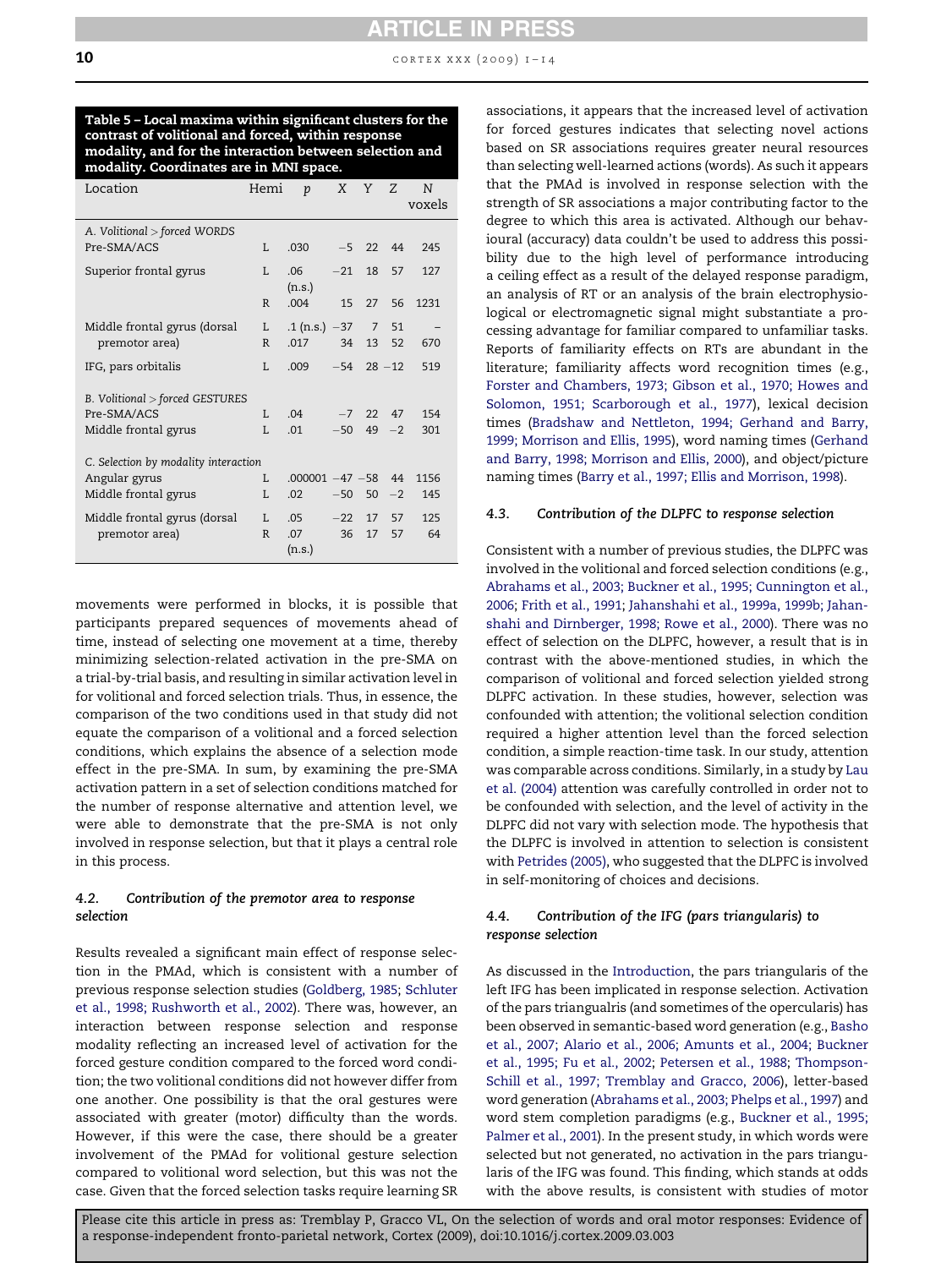**Table 5 – Local maxima within significant clusters for the contrast of volitional and forced, within response modality, and for the interaction between selection and modality. Coordinates are in MNI space.**

| Location | Hemi | p | X | Y | Z | N voxels |
|---|---|---|---|---|---|---|
| *A. Volitional > forced WORDS* | | | | | | |
| Pre-SMA/ACS | L | .030 | −5 | 22 | 44 | 245 |
| Superior frontal gyrus | L | .06 (n.s.) | −21 | 18 | 57 | 127 |
| | R | .004 | 15 | 27 | 56 | 1231 |
| Middle frontal gyrus (dorsal premotor area) | L | .1 (n.s.) | −37 | 7 | 51 | – |
| | R | .017 | 34 | 13 | 52 | 670 |
| IFG, pars orbitalis | L | .009 | −54 | 28 | −12 | 519 |
| *B. Volitional > forced GESTURES* | | | | | | |
| Pre-SMA/ACS | L | .04 | −7 | 22 | 47 | 154 |
| Middle frontal gyrus | L | .01 | −50 | 49 | −2 | 301 |
| *C. Selection by modality interaction* | | | | | | |
| Angular gyrus | L | .000001 | −47 | −58 | 44 | 1156 |
| Middle frontal gyrus | L | .02 | −50 | 50 | −2 | 145 |
| Middle frontal gyrus (dorsal premotor area) | L | .05 | −22 | 17 | 57 | 125 |
| | R | .07 (n.s.) | 36 | 17 | 57 | 64 |

movements were performed in blocks, it is possible that participants prepared sequences of movements ahead of time, instead of selecting one movement at a time, thereby minimizing selection-related activation in the pre-SMA on a trial-by-trial basis, and resulting in similar activation level in for volitional and forced selection trials. Thus, in essence, the comparison of the two conditions used in that study did not equate the comparison of a volitional and a forced selection conditions, which explains the absence of a selection mode effect in the pre-SMA. In sum, by examining the pre-SMA activation pattern in a set of selection conditions matched for the number of response alternative and attention level, we were able to demonstrate that the pre-SMA is not only involved in response selection, but that it plays a central role in this process.

### 4.2. Contribution of the premotor area to response selection

Results revealed a significant main effect of response selection in the PMAd, which is consistent with a number of previous response selection studies (Goldberg, 1985; Schluter et al., 1998; Rushworth et al., 2002). There was, however, an interaction between response selection and response modality reflecting an increased level of activation for the forced gesture condition compared to the forced word condition; the two volitional conditions did not however differ from one another. One possibility is that the oral gestures were associated with greater (motor) difficulty than the words. However, if this were the case, there should be a greater involvement of the PMAd for volitional gesture selection compared to volitional word selection, but this was not the case. Given that the forced selection tasks require learning SR associations, it appears that the increased level of activation for forced gestures indicates that selecting novel actions based on SR associations requires greater neural resources than selecting well-learned actions (words). As such it appears that the PMAd is involved in response selection with the strength of SR associations a major contributing factor to the degree to which this area is activated. Although our behavioural (accuracy) data couldn't be used to address this possibility due to the high level of performance introducing a ceiling effect as a result of the delayed response paradigm, an analysis of RT or an analysis of the brain electrophysiological or electromagnetic signal might substantiate a processing advantage for familiar compared to unfamiliar tasks. Reports of familiarity effects on RTs are abundant in the literature; familiarity affects word recognition times (e.g., Forster and Chambers, 1973; Gibson et al., 1970; Howes and Solomon, 1951; Scarborough et al., 1977), lexical decision times (Bradshaw and Nettleton, 1994; Gerhand and Barry, 1999; Morrison and Ellis, 1995), word naming times (Gerhand and Barry, 1998; Morrison and Ellis, 2000), and object/picture naming times (Barry et al., 1997; Ellis and Morrison, 1998).

### 4.3. Contribution of the DLPFC to response selection

Consistent with a number of previous studies, the DLPFC was involved in the volitional and forced selection conditions (e.g., Abrahams et al., 2003; Buckner et al., 1995; Cunnington et al., 2006; Frith et al., 1991; Jahanshahi et al., 1999a, 1999b; Jahanshahi and Dirnberger, 1998; Rowe et al., 2000). There was no effect of selection on the DLPFC, however, a result that is in contrast with the above-mentioned studies, in which the comparison of volitional and forced selection yielded strong DLPFC activation. In these studies, however, selection was confounded with attention; the volitional selection condition required a higher attention level than the forced selection condition, a simple reaction-time task. In our study, attention was comparable across conditions. Similarly, in a study by Lau et al. (2004) attention was carefully controlled in order not to be confounded with selection, and the level of activity in the DLPFC did not vary with selection mode. The hypothesis that the DLPFC is involved in attention to selection is consistent with Petrides (2005), who suggested that the DLPFC is involved in self-monitoring of choices and decisions.

### 4.4. Contribution of the IFG (pars triangularis) to response selection

As discussed in the Introduction, the pars triangularis of the left IFG has been implicated in response selection. Activation of the pars triangualris (and sometimes of the opercularis) has been observed in semantic-based word generation (e.g., Basho et al., 2007; Alario et al., 2006; Amunts et al., 2004; Buckner et al., 1995; Fu et al., 2002; Petersen et al., 1988; Thompson-Schill et al., 1997; Tremblay and Gracco, 2006), letter-based word generation (Abrahams et al., 2003; Phelps et al., 1997) and word stem completion paradigms (e.g., Buckner et al., 1995; Palmer et al., 2001). In the present study, in which words were selected but not generated, no activation in the pars triangularis of the IFG was found. This finding, which stands at odds with the above results, is consistent with studies of motor

Please cite this article in press as: Tremblay P, Gracco VL, On the selection of words and oral motor responses: Evidence of a response-independent fronto-parietal network, Cortex (2009), doi:10.1016/j.cortex.2009.03.003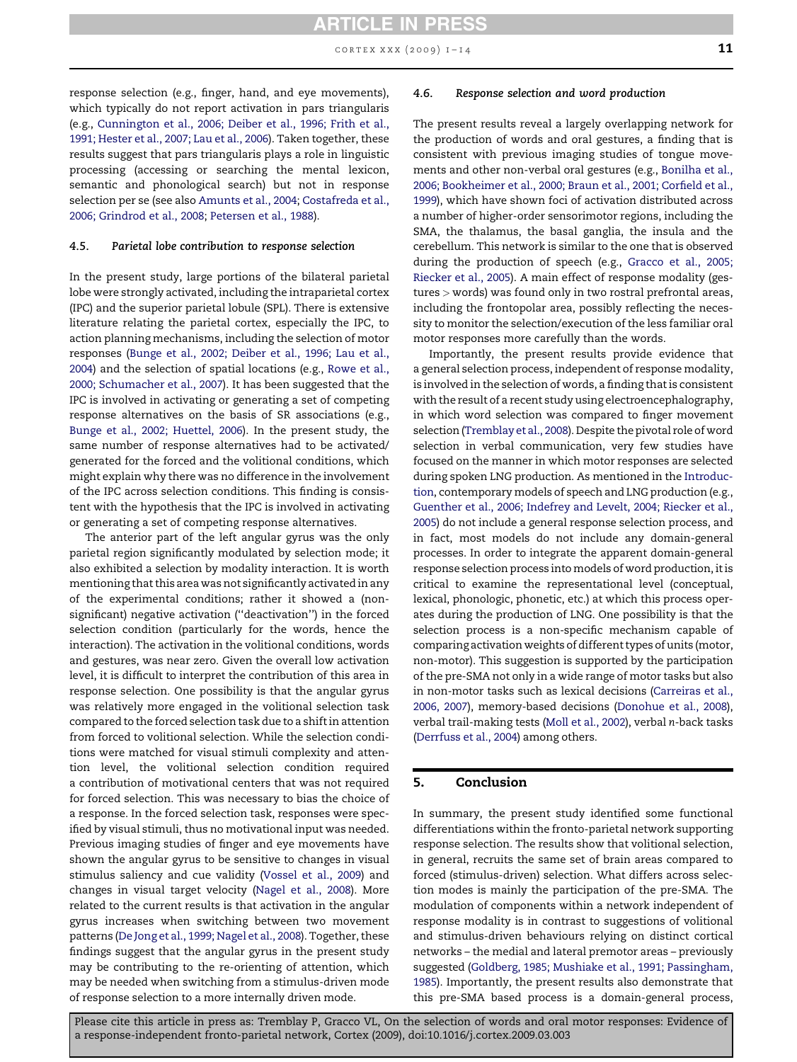response selection (e.g., finger, hand, and eye movements), which typically do not report activation in pars triangularis (e.g., Cunnington et al., 2006; Deiber et al., 1996; Frith et al., 1991; Hester et al., 2007; Lau et al., 2006). Taken together, these results suggest that pars triangularis plays a role in linguistic processing (accessing or searching the mental lexicon, semantic and phonological search) but not in response selection per se (see also Amunts et al., 2004; Costafreda et al., 2006; Grindrod et al., 2008; Petersen et al., 1988).

### 4.5. *Parietal lobe contribution to response selection*

In the present study, large portions of the bilateral parietal lobe were strongly activated, including the intraparietal cortex (IPC) and the superior parietal lobule (SPL). There is extensive literature relating the parietal cortex, especially the IPC, to action planning mechanisms, including the selection of motor responses (Bunge et al., 2002; Deiber et al., 1996; Lau et al., 2004) and the selection of spatial locations (e.g., Rowe et al., 2000; Schumacher et al., 2007). It has been suggested that the IPC is involved in activating or generating a set of competing response alternatives on the basis of SR associations (e.g., Bunge et al., 2002; Huettel, 2006). In the present study, the same number of response alternatives had to be activated/generated for the forced and the volitional conditions, which might explain why there was no difference in the involvement of the IPC across selection conditions. This finding is consistent with the hypothesis that the IPC is involved in activating or generating a set of competing response alternatives.

The anterior part of the left angular gyrus was the only parietal region significantly modulated by selection mode; it also exhibited a selection by modality interaction. It is worth mentioning that this area was not significantly activated in any of the experimental conditions; rather it showed a (non-significant) negative activation (''deactivation'') in the forced selection condition (particularly for the words, hence the interaction). The activation in the volitional conditions, words and gestures, was near zero. Given the overall low activation level, it is difficult to interpret the contribution of this area in response selection. One possibility is that the angular gyrus was relatively more engaged in the volitional selection task compared to the forced selection task due to a shift in attention from forced to volitional selection. While the selection conditions were matched for visual stimuli complexity and attention level, the volitional selection condition required a contribution of motivational centers that was not required for forced selection. This was necessary to bias the choice of a response. In the forced selection task, responses were specified by visual stimuli, thus no motivational input was needed. Previous imaging studies of finger and eye movements have shown the angular gyrus to be sensitive to changes in visual stimulus saliency and cue validity (Vossel et al., 2009) and changes in visual target velocity (Nagel et al., 2008). More related to the current results is that activation in the angular gyrus increases when switching between two movement patterns (De Jong et al., 1999; Nagel et al., 2008). Together, these findings suggest that the angular gyrus in the present study may be contributing to the re-orienting of attention, which may be needed when switching from a stimulus-driven mode of response selection to a more internally driven mode.

### 4.6. *Response selection and word production*

The present results reveal a largely overlapping network for the production of words and oral gestures, a finding that is consistent with previous imaging studies of tongue movements and other non-verbal oral gestures (e.g., Bonilha et al., 2006; Bookheimer et al., 2000; Braun et al., 2001; Corfield et al., 1999), which have shown foci of activation distributed across a number of higher-order sensorimotor regions, including the SMA, the thalamus, the basal ganglia, the insula and the cerebellum. This network is similar to the one that is observed during the production of speech (e.g., Gracco et al., 2005; Riecker et al., 2005). A main effect of response modality (gestures > words) was found only in two rostral prefrontal areas, including the frontopolar area, possibly reflecting the necessity to monitor the selection/execution of the less familiar oral motor responses more carefully than the words.

Importantly, the present results provide evidence that a general selection process, independent of response modality, is involved in the selection of words, a finding that is consistent with the result of a recent study using electroencephalography, in which word selection was compared to finger movement selection (Tremblay et al., 2008). Despite the pivotal role of word selection in verbal communication, very few studies have focused on the manner in which motor responses are selected during spoken LNG production. As mentioned in the Introduction, contemporary models of speech and LNG production (e.g., Guenther et al., 2006; Indefrey and Levelt, 2004; Riecker et al., 2005) do not include a general response selection process, and in fact, most models do not include any domain-general processes. In order to integrate the apparent domain-general response selection process into models of word production, it is critical to examine the representational level (conceptual, lexical, phonologic, phonetic, etc.) at which this process operates during the production of LNG. One possibility is that the selection process is a non-specific mechanism capable of comparing activation weights of different types of units (motor, non-motor). This suggestion is supported by the participation of the pre-SMA not only in a wide range of motor tasks but also in non-motor tasks such as lexical decisions (Carreiras et al., 2006, 2007), memory-based decisions (Donohue et al., 2008), verbal trail-making tests (Moll et al., 2002), verbal *n*-back tasks (Derrfuss et al., 2004) among others.

## 5. Conclusion

In summary, the present study identified some functional differentiations within the fronto-parietal network supporting response selection. The results show that volitional selection, in general, recruits the same set of brain areas compared to forced (stimulus-driven) selection. What differs across selection modes is mainly the participation of the pre-SMA. The modulation of components within a network independent of response modality is in contrast to suggestions of volitional and stimulus-driven behaviours relying on distinct cortical networks – the medial and lateral premotor areas – previously suggested (Goldberg, 1985; Mushiake et al., 1991; Passingham, 1985). Importantly, the present results also demonstrate that this pre-SMA based process is a domain-general process,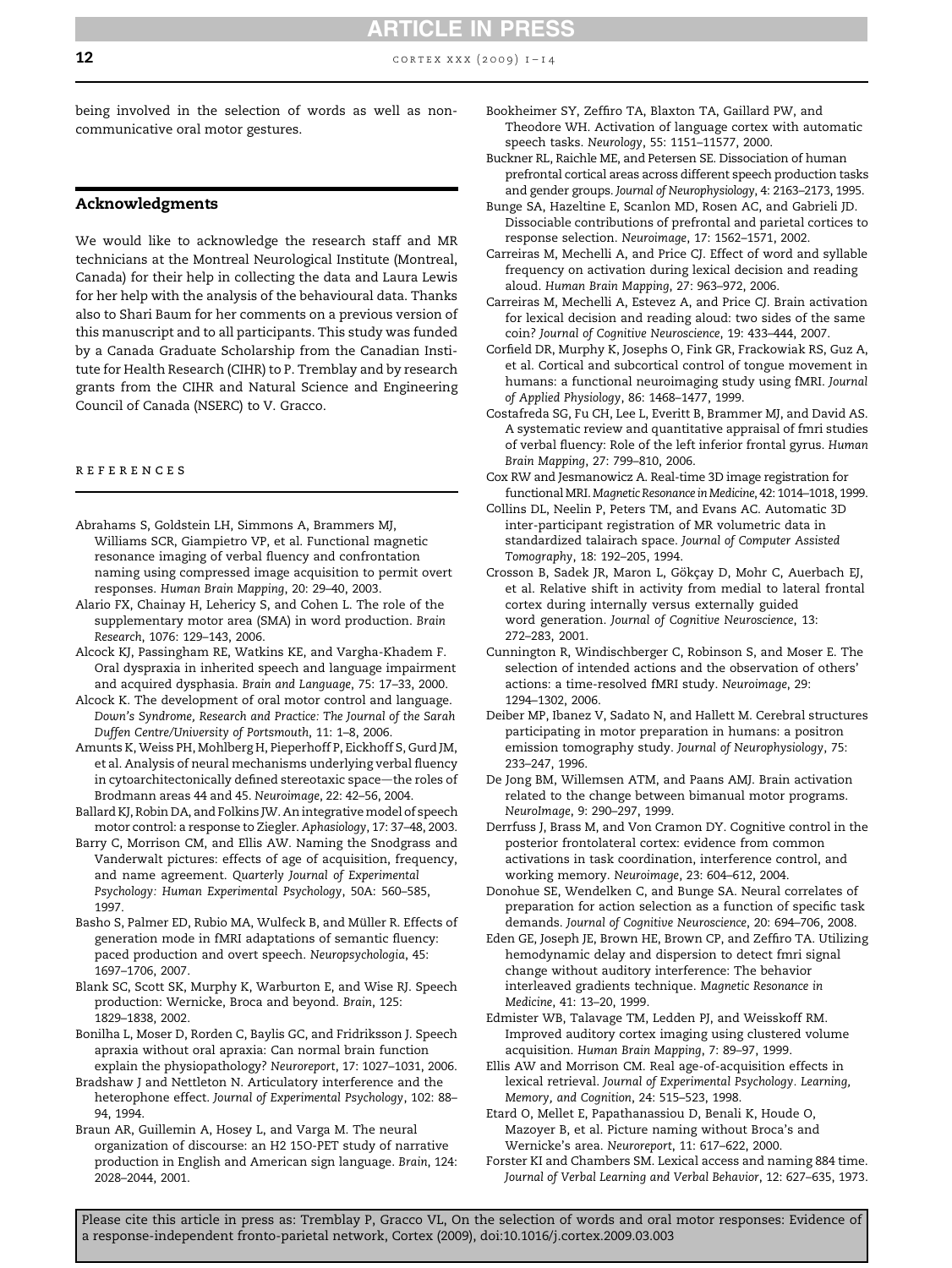being involved in the selection of words as well as non-communicative oral motor gestures.

## Acknowledgments

We would like to acknowledge the research staff and MR technicians at the Montreal Neurological Institute (Montreal, Canada) for their help in collecting the data and Laura Lewis for her help with the analysis of the behavioural data. Thanks also to Shari Baum for her comments on a previous version of this manuscript and to all participants. This study was funded by a Canada Graduate Scholarship from the Canadian Institute for Health Research (CIHR) to P. Tremblay and by research grants from the CIHR and Natural Science and Engineering Council of Canada (NSERC) to V. Gracco.

## References

Abrahams S, Goldstein LH, Simmons A, Brammers MJ, Williams SCR, Giampietro VP, et al. Functional magnetic resonance imaging of verbal fluency and confrontation naming using compressed image acquisition to permit overt responses. *Human Brain Mapping*, 20: 29–40, 2003.

Alario FX, Chainay H, Lehericy S, and Cohen L. The role of the supplementary motor area (SMA) in word production. *Brain Research*, 1076: 129–143, 2006.

Alcock KJ, Passingham RE, Watkins KE, and Vargha-Khadem F. Oral dyspraxia in inherited speech and language impairment and acquired dysphasia. *Brain and Language*, 75: 17–33, 2000.

Alcock K. The development of oral motor control and language. *Down's Syndrome, Research and Practice: The Journal of the Sarah Duffen Centre/University of Portsmouth*, 11: 1–8, 2006.

Amunts K, Weiss PH, Mohlberg H, Pieperhoff P, Eickhoff S, Gurd JM, et al. Analysis of neural mechanisms underlying verbal fluency in cytoarchitectonically defined stereotaxic space—the roles of Brodmann areas 44 and 45. *Neuroimage*, 22: 42–56, 2004.

Ballard KJ, Robin DA, and Folkins JW. An integrative model of speech motor control: a response to Ziegler. *Aphasiology*, 17: 37–48, 2003.

Barry C, Morrison CM, and Ellis AW. Naming the Snodgrass and Vanderwalt pictures: effects of age of acquisition, frequency, and name agreement. *Quarterly Journal of Experimental Psychology: Human Experimental Psychology*, 50A: 560–585, 1997.

Basho S, Palmer ED, Rubio MA, Wulfeck B, and Müller R. Effects of generation mode in fMRI adaptations of semantic fluency: paced production and overt speech. *Neuropsychologia*, 45: 1697–1706, 2007.

Blank SC, Scott SK, Murphy K, Warburton E, and Wise RJ. Speech production: Wernicke, Broca and beyond. *Brain*, 125: 1829–1838, 2002.

Bonilha L, Moser D, Rorden C, Baylis GC, and Fridriksson J. Speech apraxia without oral apraxia: Can normal brain function explain the physiopathology? *Neuroreport*, 17: 1027–1031, 2006.

Bradshaw J and Nettleton N. Articulatory interference and the heterophone effect. *Journal of Experimental Psychology*, 102: 88–94, 1994.

Braun AR, Guillemin A, Hosey L, and Varga M. The neural organization of discourse: an H2 15O-PET study of narrative production in English and American sign language. *Brain*, 124: 2028–2044, 2001.

Bookheimer SY, Zeffiro TA, Blaxton TA, Gaillard PW, and Theodore WH. Activation of language cortex with automatic speech tasks. *Neurology*, 55: 1151–11577, 2000.

Buckner RL, Raichle ME, and Petersen SE. Dissociation of human prefrontal cortical areas across different speech production tasks and gender groups. *Journal of Neurophysiology*, 4: 2163–2173, 1995.

Bunge SA, Hazeltine E, Scanlon MD, Rosen AC, and Gabrieli JD. Dissociable contributions of prefrontal and parietal cortices to response selection. *Neuroimage*, 17: 1562–1571, 2002.

Carreiras M, Mechelli A, and Price CJ. Effect of word and syllable frequency on activation during lexical decision and reading aloud. *Human Brain Mapping*, 27: 963–972, 2006.

Carreiras M, Mechelli A, Estevez A, and Price CJ. Brain activation for lexical decision and reading aloud: two sides of the same coin? *Journal of Cognitive Neuroscience*, 19: 433–444, 2007.

Corfield DR, Murphy K, Josephs O, Fink GR, Frackowiak RS, Guz A, et al. Cortical and subcortical control of tongue movement in humans: a functional neuroimaging study using fMRI. *Journal of Applied Physiology*, 86: 1468–1477, 1999.

Costafreda SG, Fu CH, Lee L, Everitt B, Brammer MJ, and David AS. A systematic review and quantitative appraisal of fmri studies of verbal fluency: Role of the left inferior frontal gyrus. *Human Brain Mapping*, 27: 799–810, 2006.

Cox RW and Jesmanowicz A. Real-time 3D image registration for functional MRI. *Magnetic Resonance in Medicine*, 42: 1014–1018, 1999.

Collins DL, Neelin P, Peters TM, and Evans AC. Automatic 3D inter-participant registration of MR volumetric data in standardized talairach space. *Journal of Computer Assisted Tomography*, 18: 192–205, 1994.

Crosson B, Sadek JR, Maron L, Gökçay D, Mohr C, Auerbach EJ, et al. Relative shift in activity from medial to lateral frontal cortex during internally versus externally guided word generation. *Journal of Cognitive Neuroscience*, 13: 272–283, 2001.

Cunnington R, Windischberger C, Robinson S, and Moser E. The selection of intended actions and the observation of others' actions: a time-resolved fMRI study. *Neuroimage*, 29: 1294–1302, 2006.

Deiber MP, Ibanez V, Sadato N, and Hallett M. Cerebral structures participating in motor preparation in humans: a positron emission tomography study. *Journal of Neurophysiology*, 75: 233–247, 1996.

De Jong BM, Willemsen ATM, and Paans AMJ. Brain activation related to the change between bimanual motor programs. *NeuroImage*, 9: 290–297, 1999.

Derrfuss J, Brass M, and Von Cramon DY. Cognitive control in the posterior frontolateral cortex: evidence from common activations in task coordination, interference control, and working memory. *Neuroimage*, 23: 604–612, 2004.

Donohue SE, Wendelken C, and Bunge SA. Neural correlates of preparation for action selection as a function of specific task demands. *Journal of Cognitive Neuroscience*, 20: 694–706, 2008.

Eden GE, Joseph JE, Brown HE, Brown CP, and Zeffiro TA. Utilizing hemodynamic delay and dispersion to detect fmri signal change without auditory interference: The behavior interleaved gradients technique. *Magnetic Resonance in Medicine*, 41: 13–20, 1999.

Edmister WB, Talavage TM, Ledden PJ, and Weisskoff RM. Improved auditory cortex imaging using clustered volume acquisition. *Human Brain Mapping*, 7: 89–97, 1999.

Ellis AW and Morrison CM. Real age-of-acquisition effects in lexical retrieval. *Journal of Experimental Psychology. Learning, Memory, and Cognition*, 24: 515–523, 1998.

Etard O, Mellet E, Papathanassiou D, Benali K, Houde O, Mazoyer B, et al. Picture naming without Broca's and Wernicke's area. *Neuroreport*, 11: 617–622, 2000.

Forster KI and Chambers SM. Lexical access and naming 884 time. *Journal of Verbal Learning and Verbal Behavior*, 12: 627–635, 1973.

Please cite this article in press as: Tremblay P, Gracco VL, On the selection of words and oral motor responses: Evidence of a response-independent fronto-parietal network, Cortex (2009), doi:10.1016/j.cortex.2009.03.003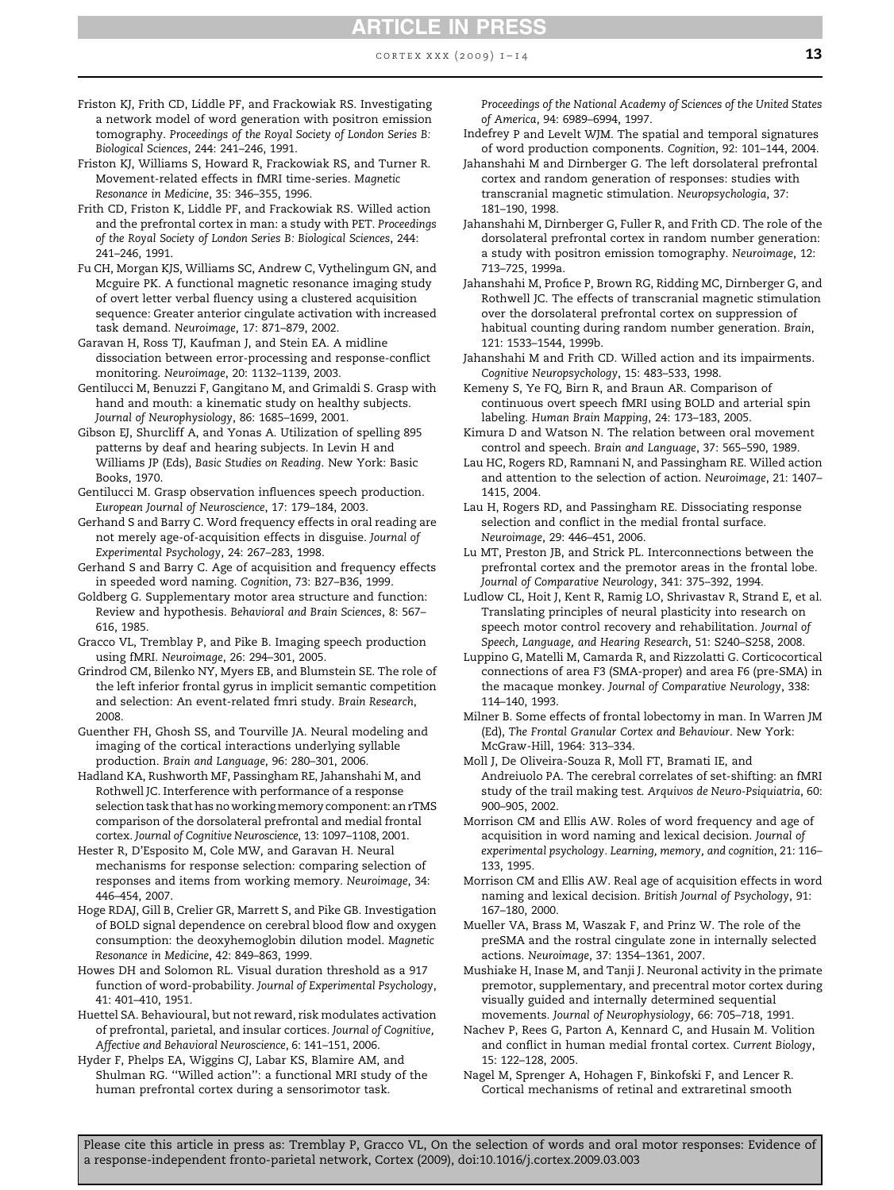Friston KJ, Frith CD, Liddle PF, and Frackowiak RS. Investigating a network model of word generation with positron emission tomography. *Proceedings of the Royal Society of London Series B: Biological Sciences*, 244: 241–246, 1991.

Friston KJ, Williams S, Howard R, Frackowiak RS, and Turner R. Movement-related effects in fMRI time-series. *Magnetic Resonance in Medicine*, 35: 346–355, 1996.

Frith CD, Friston K, Liddle PF, and Frackowiak RS. Willed action and the prefrontal cortex in man: a study with PET. *Proceedings of the Royal Society of London Series B: Biological Sciences*, 244: 241–246, 1991.

Fu CH, Morgan KJS, Williams SC, Andrew C, Vythelingum GN, and Mcguire PK. A functional magnetic resonance imaging study of overt letter verbal fluency using a clustered acquisition sequence: Greater anterior cingulate activation with increased task demand. *Neuroimage*, 17: 871–879, 2002.

Garavan H, Ross TJ, Kaufman J, and Stein EA. A midline dissociation between error-processing and response-conflict monitoring. *Neuroimage*, 20: 1132–1139, 2003.

Gentilucci M, Benuzzi F, Gangitano M, and Grimaldi S. Grasp with hand and mouth: a kinematic study on healthy subjects. *Journal of Neurophysiology*, 86: 1685–1699, 2001.

Gibson EJ, Shurcliff A, and Yonas A. Utilization of spelling 895 patterns by deaf and hearing subjects. In Levin H and Williams JP (Eds), *Basic Studies on Reading*. New York: Basic Books, 1970.

Gentilucci M. Grasp observation influences speech production. *European Journal of Neuroscience*, 17: 179–184, 2003.

Gerhand S and Barry C. Word frequency effects in oral reading are not merely age-of-acquisition effects in disguise. *Journal of Experimental Psychology*, 24: 267–283, 1998.

Gerhand S and Barry C. Age of acquisition and frequency effects in speeded word naming. *Cognition*, 73: B27–B36, 1999.

Goldberg G. Supplementary motor area structure and function: Review and hypothesis. *Behavioral and Brain Sciences*, 8: 567–616, 1985.

Gracco VL, Tremblay P, and Pike B. Imaging speech production using fMRI. *Neuroimage*, 26: 294–301, 2005.

Grindrod CM, Bilenko NY, Myers EB, and Blumstein SE. The role of the left inferior frontal gyrus in implicit semantic competition and selection: An event-related fmri study. *Brain Research*, 2008.

Guenther FH, Ghosh SS, and Tourville JA. Neural modeling and imaging of the cortical interactions underlying syllable production. *Brain and Language*, 96: 280–301, 2006.

Hadland KA, Rushworth MF, Passingham RE, Jahanshahi M, and Rothwell JC. Interference with performance of a response selection task that has no working memory component: an rTMS comparison of the dorsolateral prefrontal and medial frontal cortex. *Journal of Cognitive Neuroscience*, 13: 1097–1108, 2001.

Hester R, D'Esposito M, Cole MW, and Garavan H. Neural mechanisms for response selection: comparing selection of responses and items from working memory. *Neuroimage*, 34: 446–454, 2007.

Hoge RDAJ, Gill B, Crelier GR, Marrett S, and Pike GB. Investigation of BOLD signal dependence on cerebral blood flow and oxygen consumption: the deoxyhemoglobin dilution model. *Magnetic Resonance in Medicine*, 42: 849–863, 1999.

Howes DH and Solomon RL. Visual duration threshold as a 917 function of word-probability. *Journal of Experimental Psychology*, 41: 401–410, 1951.

Huettel SA. Behavioural, but not reward, risk modulates activation of prefrontal, parietal, and insular cortices. *Journal of Cognitive, Affective and Behavioral Neuroscience*, 6: 141–151, 2006.

Hyder F, Phelps EA, Wiggins CJ, Labar KS, Blamire AM, and Shulman RG. ''Willed action'': a functional MRI study of the human prefrontal cortex during a sensorimotor task. *Proceedings of the National Academy of Sciences of the United States of America*, 94: 6989–6994, 1997.

Indefrey P and Levelt WJM. The spatial and temporal signatures of word production components. *Cognition*, 92: 101–144, 2004.

Jahanshahi M and Dirnberger G. The left dorsolateral prefrontal cortex and random generation of responses: studies with transcranial magnetic stimulation. *Neuropsychologia*, 37: 181–190, 1998.

Jahanshahi M, Dirnberger G, Fuller R, and Frith CD. The role of the dorsolateral prefrontal cortex in random number generation: a study with positron emission tomography. *Neuroimage*, 12: 713–725, 1999a.

Jahanshahi M, Profice P, Brown RG, Ridding MC, Dirnberger G, and Rothwell JC. The effects of transcranial magnetic stimulation over the dorsolateral prefrontal cortex on suppression of habitual counting during random number generation. *Brain*, 121: 1533–1544, 1999b.

Jahanshahi M and Frith CD. Willed action and its impairments. *Cognitive Neuropsychology*, 15: 483–533, 1998.

Kemeny S, Ye FQ, Birn R, and Braun AR. Comparison of continuous overt speech fMRI using BOLD and arterial spin labeling. *Human Brain Mapping*, 24: 173–183, 2005.

Kimura D and Watson N. The relation between oral movement control and speech. *Brain and Language*, 37: 565–590, 1989.

Lau HC, Rogers RD, Ramnani N, and Passingham RE. Willed action and attention to the selection of action. *Neuroimage*, 21: 1407–1415, 2004.

Lau H, Rogers RD, and Passingham RE. Dissociating response selection and conflict in the medial frontal surface. *Neuroimage*, 29: 446–451, 2006.

Lu MT, Preston JB, and Strick PL. Interconnections between the prefrontal cortex and the premotor areas in the frontal lobe. *Journal of Comparative Neurology*, 341: 375–392, 1994.

Ludlow CL, Hoit J, Kent R, Ramig LO, Shrivastav R, Strand E, et al. Translating principles of neural plasticity into research on speech motor control recovery and rehabilitation. *Journal of Speech, Language, and Hearing Research*, 51: S240–S258, 2008.

Luppino G, Matelli M, Camarda R, and Rizzolatti G. Corticocortical connections of area F3 (SMA-proper) and area F6 (pre-SMA) in the macaque monkey. *Journal of Comparative Neurology*, 338: 114–140, 1993.

Milner B. Some effects of frontal lobectomy in man. In Warren JM (Ed), *The Frontal Granular Cortex and Behaviour*. New York: McGraw-Hill, 1964: 313–334.

Moll J, De Oliveira-Souza R, Moll FT, Bramati IE, and Andreiuolo PA. The cerebral correlates of set-shifting: an fMRI study of the trail making test. *Arquivos de Neuro-Psiquiatria*, 60: 900–905, 2002.

Morrison CM and Ellis AW. Roles of word frequency and age of acquisition in word naming and lexical decision. *Journal of experimental psychology. Learning, memory, and cognition*, 21: 116–133, 1995.

Morrison CM and Ellis AW. Real age of acquisition effects in word naming and lexical decision. *British Journal of Psychology*, 91: 167–180, 2000.

Mueller VA, Brass M, Waszak F, and Prinz W. The role of the preSMA and the rostral cingulate zone in internally selected actions. *Neuroimage*, 37: 1354–1361, 2007.

Mushiake H, Inase M, and Tanji J. Neuronal activity in the primate premotor, supplementary, and precentral motor cortex during visually guided and internally determined sequential movements. *Journal of Neurophysiology*, 66: 705–718, 1991.

Nachev P, Rees G, Parton A, Kennard C, and Husain M. Volition and conflict in human medial frontal cortex. *Current Biology*, 15: 122–128, 2005.

Nagel M, Sprenger A, Hohagen F, Binkofski F, and Lencer R. Cortical mechanisms of retinal and extraretinal smooth

Please cite this article in press as: Tremblay P, Gracco VL, On the selection of words and oral motor responses: Evidence of a response-independent fronto-parietal network, Cortex (2009), doi:10.1016/j.cortex.2009.03.003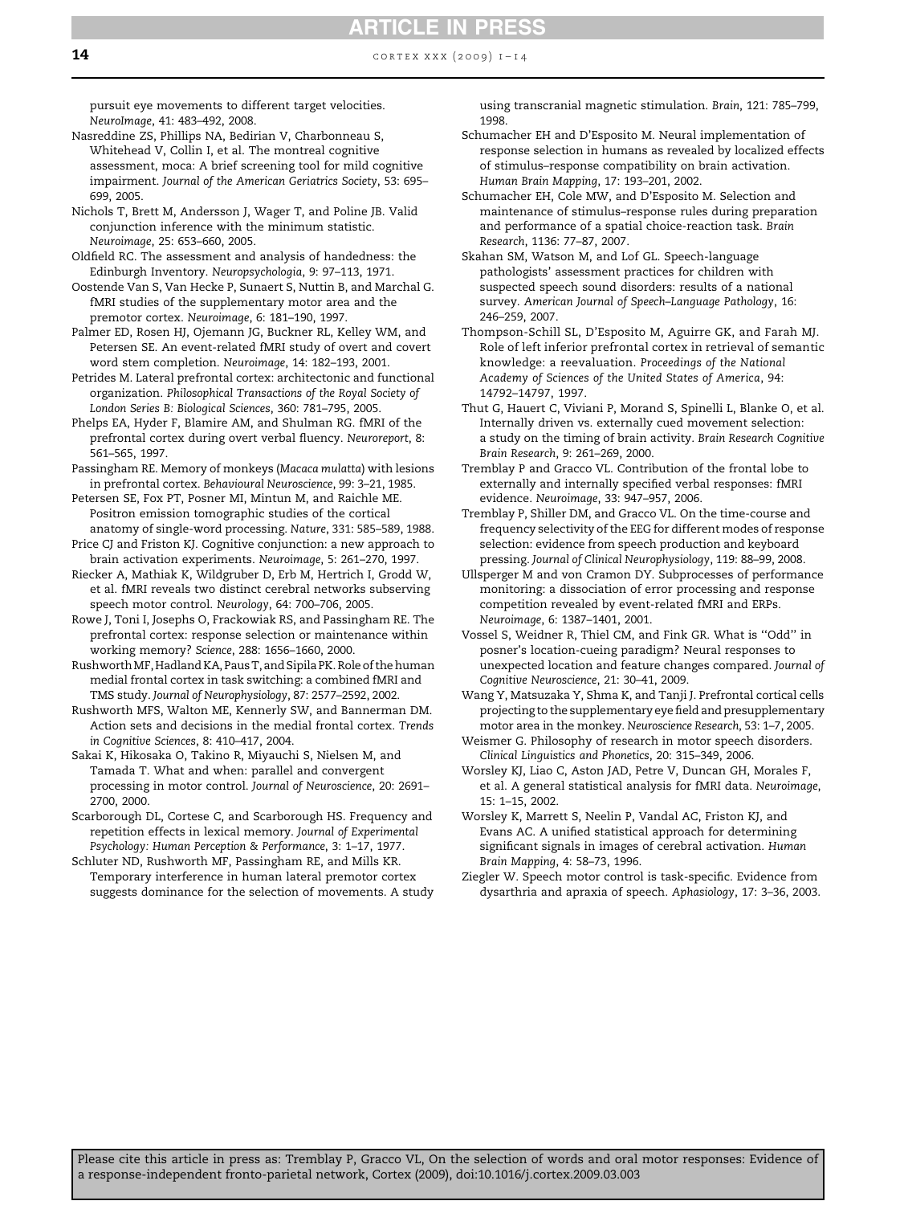pursuit eye movements to different target velocities. *NeuroImage*, 41: 483–492, 2008.

Nasreddine ZS, Phillips NA, Bedirian V, Charbonneau S, Whitehead V, Collin I, et al. The montreal cognitive assessment, moca: A brief screening tool for mild cognitive impairment. *Journal of the American Geriatrics Society*, 53: 695–699, 2005.

Nichols T, Brett M, Andersson J, Wager T, and Poline JB. Valid conjunction inference with the minimum statistic. *Neuroimage*, 25: 653–660, 2005.

Oldfield RC. The assessment and analysis of handedness: the Edinburgh Inventory. *Neuropsychologia*, 9: 97–113, 1971.

Oostende Van S, Van Hecke P, Sunaert S, Nuttin B, and Marchal G. fMRI studies of the supplementary motor area and the premotor cortex. *Neuroimage*, 6: 181–190, 1997.

Palmer ED, Rosen HJ, Ojemann JG, Buckner RL, Kelley WM, and Petersen SE. An event-related fMRI study of overt and covert word stem completion. *Neuroimage*, 14: 182–193, 2001.

Petrides M. Lateral prefrontal cortex: architectonic and functional organization. *Philosophical Transactions of the Royal Society of London Series B: Biological Sciences*, 360: 781–795, 2005.

Phelps EA, Hyder F, Blamire AM, and Shulman RG. fMRI of the prefrontal cortex during overt verbal fluency. *Neuroreport*, 8: 561–565, 1997.

Passingham RE. Memory of monkeys (*Macaca mulatta*) with lesions in prefrontal cortex. *Behavioural Neuroscience*, 99: 3–21, 1985.

Petersen SE, Fox PT, Posner MI, Mintun M, and Raichle ME. Positron emission tomographic studies of the cortical anatomy of single-word processing. *Nature*, 331: 585–589, 1988.

Price CJ and Friston KJ. Cognitive conjunction: a new approach to brain activation experiments. *Neuroimage*, 5: 261–270, 1997.

Riecker A, Mathiak K, Wildgruber D, Erb M, Hertrich I, Grodd W, et al. fMRI reveals two distinct cerebral networks subserving speech motor control. *Neurology*, 64: 700–706, 2005.

Rowe J, Toni I, Josephs O, Frackowiak RS, and Passingham RE. The prefrontal cortex: response selection or maintenance within working memory? *Science*, 288: 1656–1660, 2000.

Rushworth MF, Hadland KA, Paus T, and Sipila PK. Role of the human medial frontal cortex in task switching: a combined fMRI and TMS study. *Journal of Neurophysiology*, 87: 2577–2592, 2002.

Rushworth MFS, Walton ME, Kennerly SW, and Bannerman DM. Action sets and decisions in the medial frontal cortex. *Trends in Cognitive Sciences*, 8: 410–417, 2004.

Sakai K, Hikosaka O, Takino R, Miyauchi S, Nielsen M, and Tamada T. What and when: parallel and convergent processing in motor control. *Journal of Neuroscience*, 20: 2691–2700, 2000.

Scarborough DL, Cortese C, and Scarborough HS. Frequency and repetition effects in lexical memory. *Journal of Experimental Psychology: Human Perception & Performance*, 3: 1–17, 1977.

Schluter ND, Rushworth MF, Passingham RE, and Mills KR. Temporary interference in human lateral premotor cortex suggests dominance for the selection of movements. A study using transcranial magnetic stimulation. *Brain*, 121: 785–799, 1998.

Schumacher EH and D'Esposito M. Neural implementation of response selection in humans as revealed by localized effects of stimulus–response compatibility on brain activation. *Human Brain Mapping*, 17: 193–201, 2002.

Schumacher EH, Cole MW, and D'Esposito M. Selection and maintenance of stimulus–response rules during preparation and performance of a spatial choice-reaction task. *Brain Research*, 1136: 77–87, 2007.

Skahan SM, Watson M, and Lof GL. Speech-language pathologists' assessment practices for children with suspected speech sound disorders: results of a national survey. *American Journal of Speech–Language Pathology*, 16: 246–259, 2007.

Thompson-Schill SL, D'Esposito M, Aguirre GK, and Farah MJ. Role of left inferior prefrontal cortex in retrieval of semantic knowledge: a reevaluation. *Proceedings of the National Academy of Sciences of the United States of America*, 94: 14792–14797, 1997.

Thut G, Hauert C, Viviani P, Morand S, Spinelli L, Blanke O, et al. Internally driven vs. externally cued movement selection: a study on the timing of brain activity. *Brain Research Cognitive Brain Research*, 9: 261–269, 2000.

Tremblay P and Gracco VL. Contribution of the frontal lobe to externally and internally specified verbal responses: fMRI evidence. *Neuroimage*, 33: 947–957, 2006.

Tremblay P, Shiller DM, and Gracco VL. On the time-course and frequency selectivity of the EEG for different modes of response selection: evidence from speech production and keyboard pressing. *Journal of Clinical Neurophysiology*, 119: 88–99, 2008.

Ullsperger M and von Cramon DY. Subprocesses of performance monitoring: a dissociation of error processing and response competition revealed by event-related fMRI and ERPs. *Neuroimage*, 6: 1387–1401, 2001.

Vossel S, Weidner R, Thiel CM, and Fink GR. What is ''Odd'' in posner's location-cueing paradigm? Neural responses to unexpected location and feature changes compared. *Journal of Cognitive Neuroscience*, 21: 30–41, 2009.

Wang Y, Matsuzaka Y, Shma K, and Tanji J. Prefrontal cortical cells projecting to the supplementary eye field and presupplementary motor area in the monkey. *Neuroscience Research*, 53: 1–7, 2005.

Weismer G. Philosophy of research in motor speech disorders. *Clinical Linguistics and Phonetics*, 20: 315–349, 2006.

Worsley KJ, Liao C, Aston JAD, Petre V, Duncan GH, Morales F, et al. A general statistical analysis for fMRI data. *Neuroimage*, 15: 1–15, 2002.

Worsley K, Marrett S, Neelin P, Vandal AC, Friston KJ, and Evans AC. A unified statistical approach for determining significant signals in images of cerebral activation. *Human Brain Mapping*, 4: 58–73, 1996.

Ziegler W. Speech motor control is task-specific. Evidence from dysarthria and apraxia of speech. *Aphasiology*, 17: 3–36, 2003.